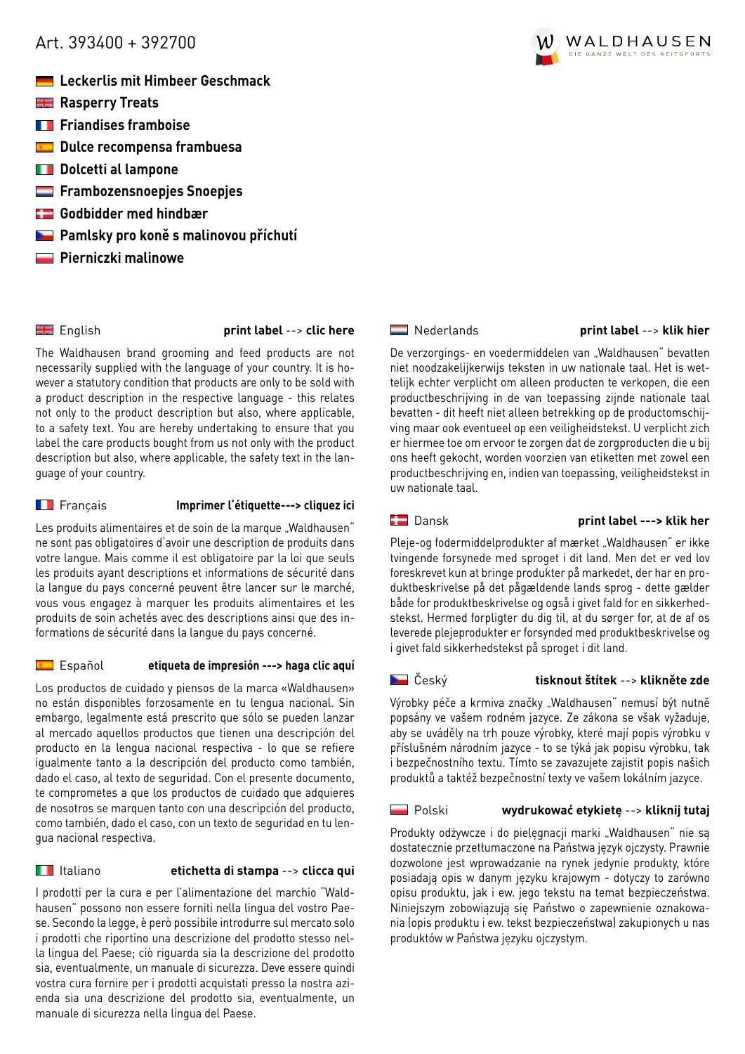Art. 393400 + 392700

WALDHAUSEN
DIE GANZE WELT DES REITSPORTS

**Leckerlis mit Himbeer Geschmack**
**Rasperry Treats**
**Friandises framboise**
**Dulce recompensa frambuesa**
**Dolcetti al lampone**
**Frambozensnoepjes Snoepjes**
**Godbidder med hindbær**
**Pamlsky pro koně s malinovou příchutí**
**Pierniczki malinowe**

English **print label** --> **clic here**

The Waldhausen brand grooming and feed products are not necessarily supplied with the language of your country. It is however a statutory condition that products are only to be sold with a product description in the respective language - this relates not only to the product description but also, where applicable, to a safety text. You are hereby undertaking to ensure that you label the care products bought from us not only with the product description but also, where applicable, the safety text in the language of your country.

Français **Imprimer l'étiquette---> cliquez ici**

Les produits alimentaires et de soin de la marque „Waldhausen" ne sont pas obligatoires d'avoir une description de produits dans votre langue. Mais comme il est obligatoire par la loi que seuls les produits ayant descriptions et informations de sécurité dans la langue du pays concerné peuvent être lancer sur le marché, vous vous engagez à marquer les produits alimentaires et les produits de soin achetés avec des descriptions ainsi que des informations de sécurité dans la langue du pays concerné.

Español **etiqueta de impresión ---> haga clic aquí**

Los productos de cuidado y piensos de la marca «Waldhausen» no están disponibles forzosamente en tu lengua nacional. Sin embargo, legalmente está prescrito que sólo se pueden lanzar al mercado aquellos productos que tienen una descripción del producto en la lengua nacional respectiva - lo que se refiere igualmente tanto a la descripción del producto como también, dado el caso, al texto de seguridad. Con el presente documento, te comprometes a que los productos de cuidado que adquieres de nosotros se marquen tanto con una descripción del producto, como también, dado el caso, con un texto de seguridad en tu lengua nacional respectiva.

Italiano **etichetta di stampa** --> **clicca qui**

I prodotti per la cura e per l'alimentazione del marchio "Waldhausen" possono non essere forniti nella lingua del vostro Paese. Secondo la legge, è però possibile introdurre sul mercato solo i prodotti che riportino una descrizione del prodotto stesso nella lingua del Paese; ciò riguarda sia la descrizione del prodotto sia, eventualmente, un manuale di sicurezza. Deve essere quindi vostra cura fornire per i prodotti acquistati presso la nostra azienda sia una descrizione del prodotto sia, eventualmente, un manuale di sicurezza nella lingua del Paese.

Nederlands **print label** --> **klik hier**

De verzorgings- en voedermiddelen van „Waldhausen" bevatten niet noodzakelijkerwijs teksten in uw nationale taal. Het is wettelijk echter verplicht om alleen producten te verkopen, die een productbeschrijving in de van toepassing zijnde nationale taal bevatten - dit heeft niet alleen betrekking op de productomschrijving maar ook eventueel op een veiligheidstekst. U verplicht zich er hiermee toe om ervoor te zorgen dat de zorgproducten die u bij ons heeft gekocht, worden voorzien van etiketten met zowel een productbeschrijving en, indien van toepassing, veiligheidstekst in uw nationale taal.

Dansk **print label ---> klik her**

Pleje-og fodermiddelprodukter af mærket „Waldhausen" er ikke tvingende forsynede med sproget i dit land. Men det er ved lov foreskrevet kun at bringe produkter på markedet, der har en produktbeskrivelse på det pågældende lands sprog - dette gælder både for produktbeskrivelse og også i givet fald for en sikkerhedstekst. Hermed forpligter du dig til, at du sørger for, at de af os leverede plejeprodukter er forsynded med produktbeskrivelse og i givet fald sikkerhedstekst på sproget i dit land.

Český **tisknout štítek** --> **klikněte zde**

Výrobky péče a krmiva značky „Waldhausen" nemusí být nutně popsány ve vašem rodném jazyce. Ze zákona se však vyžaduje, aby se uváděly na trh pouze výrobky, které mají popis výrobku v příslušném národním jazyce - to se týká jak popisu výrobku, tak i bezpečnostního textu. Tímto se zavazujete zajistit popis našich produktů a taktéž bezpečnostní texty ve vašem lokálním jazyce.

Polski **wydrukować etykietę** --> **kliknij tutaj**

Produkty odżywcze i do pielęgnacji marki „Waldhausen" nie są dostatecznie przetłumaczone na Państwa język ojczysty. Prawnie dozwolone jest wprowadzanie na rynek jedynie produkty, które posiadają opis w danym języku krajowym - dotyczy to zarówno opisu produktu, jak i ew. jego tekstu na temat bezpieczeństwa. Niniejszym zobowiązują się Państwo o zapewnienie oznakowania (opis produktu i ew. tekst bezpieczeństwa) zakupionych u nas produktów w Państwa języku ojczystym.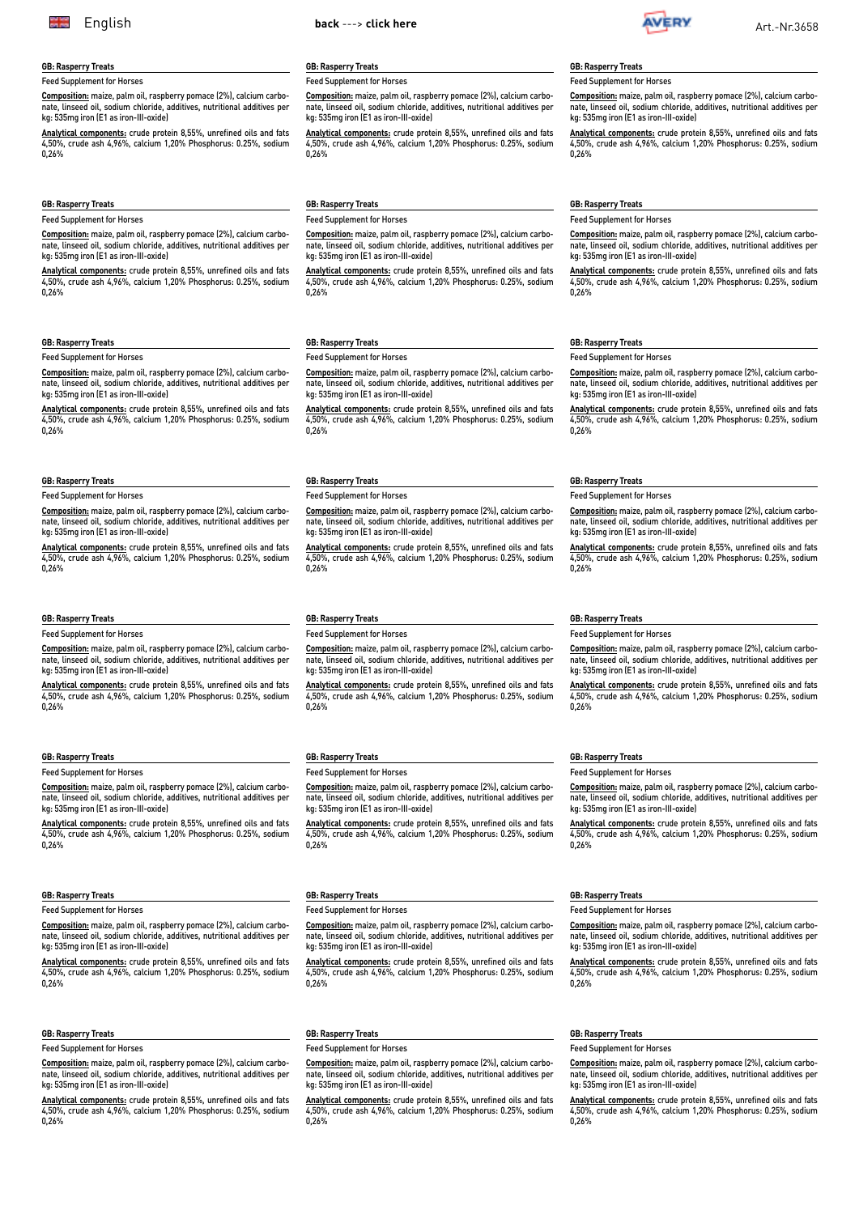English back ---> click here Art.-Nr.3658

**GB: Rasperry Treats**

Feed Supplement for Horses

**Composition:** maize, palm oil, raspberry pomace (2%), calcium carbonate, linseed oil, sodium chloride, additives, nutritional additives per kg: 535mg iron (E1 as iron-III-oxide)

**Analytical components:** crude protein 8,55%, unrefined oils and fats 4,50%, crude ash 4,96%, calcium 1,20% Phosphorus: 0.25%, sodium 0,26%

**GB: Rasperry Treats**

Feed Supplement for Horses

**Composition:** maize, palm oil, raspberry pomace (2%), calcium carbonate, linseed oil, sodium chloride, additives, nutritional additives per kg: 535mg iron (E1 as iron-III-oxide)

**Analytical components:** crude protein 8,55%, unrefined oils and fats 4,50%, crude ash 4,96%, calcium 1,20% Phosphorus: 0.25%, sodium 0,26%

**GB: Rasperry Treats**

Feed Supplement for Horses

**Composition:** maize, palm oil, raspberry pomace (2%), calcium carbonate, linseed oil, sodium chloride, additives, nutritional additives per kg: 535mg iron (E1 as iron-III-oxide)

**Analytical components:** crude protein 8,55%, unrefined oils and fats 4,50%, crude ash 4,96%, calcium 1,20% Phosphorus: 0.25%, sodium 0,26%

**GB: Rasperry Treats**

Feed Supplement for Horses

**Composition:** maize, palm oil, raspberry pomace (2%), calcium carbonate, linseed oil, sodium chloride, additives, nutritional additives per kg: 535mg iron (E1 as iron-III-oxide)

**Analytical components:** crude protein 8,55%, unrefined oils and fats 4,50%, crude ash 4,96%, calcium 1,20% Phosphorus: 0.25%, sodium 0,26%

**GB: Rasperry Treats**

Feed Supplement for Horses

**Composition:** maize, palm oil, raspberry pomace (2%), calcium carbonate, linseed oil, sodium chloride, additives, nutritional additives per kg: 535mg iron (E1 as iron-III-oxide)

**Analytical components:** crude protein 8,55%, unrefined oils and fats 4,50%, crude ash 4,96%, calcium 1,20% Phosphorus: 0.25%, sodium 0,26%

**GB: Rasperry Treats**

Feed Supplement for Horses

**Composition:** maize, palm oil, raspberry pomace (2%), calcium carbonate, linseed oil, sodium chloride, additives, nutritional additives per kg: 535mg iron (E1 as iron-III-oxide)

**Analytical components:** crude protein 8,55%, unrefined oils and fats 4,50%, crude ash 4,96%, calcium 1,20% Phosphorus: 0.25%, sodium 0,26%

**GB: Rasperry Treats**

Feed Supplement for Horses

**Composition:** maize, palm oil, raspberry pomace (2%), calcium carbonate, linseed oil, sodium chloride, additives, nutritional additives per kg: 535mg iron (E1 as iron-III-oxide)

**Analytical components:** crude protein 8,55%, unrefined oils and fats 4,50%, crude ash 4,96%, calcium 1,20% Phosphorus: 0.25%, sodium 0,26%

**GB: Rasperry Treats**

Feed Supplement for Horses

**Composition:** maize, palm oil, raspberry pomace (2%), calcium carbonate, linseed oil, sodium chloride, additives, nutritional additives per kg: 535mg iron (E1 as iron-III-oxide)

**Analytical components:** crude protein 8,55%, unrefined oils and fats 4,50%, crude ash 4,96%, calcium 1,20% Phosphorus: 0.25%, sodium 0,26%

**GB: Rasperry Treats**

Feed Supplement for Horses

**Composition:** maize, palm oil, raspberry pomace (2%), calcium carbonate, linseed oil, sodium chloride, additives, nutritional additives per kg: 535mg iron (E1 as iron-III-oxide)

**Analytical components:** crude protein 8,55%, unrefined oils and fats 4,50%, crude ash 4,96%, calcium 1,20% Phosphorus: 0.25%, sodium 0,26%

**GB: Rasperry Treats**

Feed Supplement for Horses

**Composition:** maize, palm oil, raspberry pomace (2%), calcium carbonate, linseed oil, sodium chloride, additives, nutritional additives per kg: 535mg iron (E1 as iron-III-oxide)

**Analytical components:** crude protein 8,55%, unrefined oils and fats 4,50%, crude ash 4,96%, calcium 1,20% Phosphorus: 0.25%, sodium 0,26%

**GB: Rasperry Treats**

Feed Supplement for Horses

**Composition:** maize, palm oil, raspberry pomace (2%), calcium carbonate, linseed oil, sodium chloride, additives, nutritional additives per kg: 535mg iron (E1 as iron-III-oxide)

**Analytical components:** crude protein 8,55%, unrefined oils and fats 4,50%, crude ash 4,96%, calcium 1,20% Phosphorus: 0.25%, sodium 0,26%

**GB: Rasperry Treats**

Feed Supplement for Horses

**Composition:** maize, palm oil, raspberry pomace (2%), calcium carbonate, linseed oil, sodium chloride, additives, nutritional additives per kg: 535mg iron (E1 as iron-III-oxide)

**Analytical components:** crude protein 8,55%, unrefined oils and fats 4,50%, crude ash 4,96%, calcium 1,20% Phosphorus: 0.25%, sodium 0,26%

**GB: Rasperry Treats**

Feed Supplement for Horses

**Composition:** maize, palm oil, raspberry pomace (2%), calcium carbonate, linseed oil, sodium chloride, additives, nutritional additives per kg: 535mg iron (E1 as iron-III-oxide)

**Analytical components:** crude protein 8,55%, unrefined oils and fats 4,50%, crude ash 4,96%, calcium 1,20% Phosphorus: 0.25%, sodium 0,26%

**GB: Rasperry Treats**

Feed Supplement for Horses

**Composition:** maize, palm oil, raspberry pomace (2%), calcium carbonate, linseed oil, sodium chloride, additives, nutritional additives per kg: 535mg iron (E1 as iron-III-oxide)

**Analytical components:** crude protein 8,55%, unrefined oils and fats 4,50%, crude ash 4,96%, calcium 1,20% Phosphorus: 0.25%, sodium 0,26%

**GB: Rasperry Treats**

Feed Supplement for Horses

**Composition:** maize, palm oil, raspberry pomace (2%), calcium carbonate, linseed oil, sodium chloride, additives, nutritional additives per kg: 535mg iron (E1 as iron-III-oxide)

**Analytical components:** crude protein 8,55%, unrefined oils and fats 4,50%, crude ash 4,96%, calcium 1,20% Phosphorus: 0.25%, sodium 0,26%

**GB: Rasperry Treats**

Feed Supplement for Horses

**Composition:** maize, palm oil, raspberry pomace (2%), calcium carbonate, linseed oil, sodium chloride, additives, nutritional additives per kg: 535mg iron (E1 as iron-III-oxide)

**Analytical components:** crude protein 8,55%, unrefined oils and fats 4,50%, crude ash 4,96%, calcium 1,20% Phosphorus: 0.25%, sodium 0,26%

**GB: Rasperry Treats**

Feed Supplement for Horses

**Composition:** maize, palm oil, raspberry pomace (2%), calcium carbonate, linseed oil, sodium chloride, additives, nutritional additives per kg: 535mg iron (E1 as iron-III-oxide)

**Analytical components:** crude protein 8,55%, unrefined oils and fats 4,50%, crude ash 4,96%, calcium 1,20% Phosphorus: 0.25%, sodium 0,26%

**GB: Rasperry Treats**

Feed Supplement for Horses

**Composition:** maize, palm oil, raspberry pomace (2%), calcium carbonate, linseed oil, sodium chloride, additives, nutritional additives per kg: 535mg iron (E1 as iron-III-oxide)

**Analytical components:** crude protein 8,55%, unrefined oils and fats 4,50%, crude ash 4,96%, calcium 1,20% Phosphorus: 0.25%, sodium 0,26%

**GB: Rasperry Treats**

Feed Supplement for Horses

**Composition:** maize, palm oil, raspberry pomace (2%), calcium carbonate, linseed oil, sodium chloride, additives, nutritional additives per kg: 535mg iron (E1 as iron-III-oxide)

**Analytical components:** crude protein 8,55%, unrefined oils and fats 4,50%, crude ash 4,96%, calcium 1,20% Phosphorus: 0.25%, sodium 0,26%

**GB: Rasperry Treats**

Feed Supplement for Horses

**Composition:** maize, palm oil, raspberry pomace (2%), calcium carbonate, linseed oil, sodium chloride, additives, nutritional additives per kg: 535mg iron (E1 as iron-III-oxide)

**Analytical components:** crude protein 8,55%, unrefined oils and fats 4,50%, crude ash 4,96%, calcium 1,20% Phosphorus: 0.25%, sodium 0,26%

**GB: Rasperry Treats**

Feed Supplement for Horses

**Composition:** maize, palm oil, raspberry pomace (2%), calcium carbonate, linseed oil, sodium chloride, additives, nutritional additives per kg: 535mg iron (E1 as iron-III-oxide)

**Analytical components:** crude protein 8,55%, unrefined oils and fats 4,50%, crude ash 4,96%, calcium 1,20% Phosphorus: 0.25%, sodium 0,26%

**GB: Rasperry Treats**

Feed Supplement for Horses

**Composition:** maize, palm oil, raspberry pomace (2%), calcium carbonate, linseed oil, sodium chloride, additives, nutritional additives per kg: 535mg iron (E1 as iron-III-oxide)

**Analytical components:** crude protein 8,55%, unrefined oils and fats 4,50%, crude ash 4,96%, calcium 1,20% Phosphorus: 0.25%, sodium 0,26%

**GB: Rasperry Treats**

Feed Supplement for Horses

**Composition:** maize, palm oil, raspberry pomace (2%), calcium carbonate, linseed oil, sodium chloride, additives, nutritional additives per kg: 535mg iron (E1 as iron-III-oxide)

**Analytical components:** crude protein 8,55%, unrefined oils and fats 4,50%, crude ash 4,96%, calcium 1,20% Phosphorus: 0.25%, sodium 0,26%

**GB: Rasperry Treats**

Feed Supplement for Horses

**Composition:** maize, palm oil, raspberry pomace (2%), calcium carbonate, linseed oil, sodium chloride, additives, nutritional additives per kg: 535mg iron (E1 as iron-III-oxide)

**Analytical components:** crude protein 8,55%, unrefined oils and fats 4,50%, crude ash 4,96%, calcium 1,20% Phosphorus: 0.25%, sodium 0,26%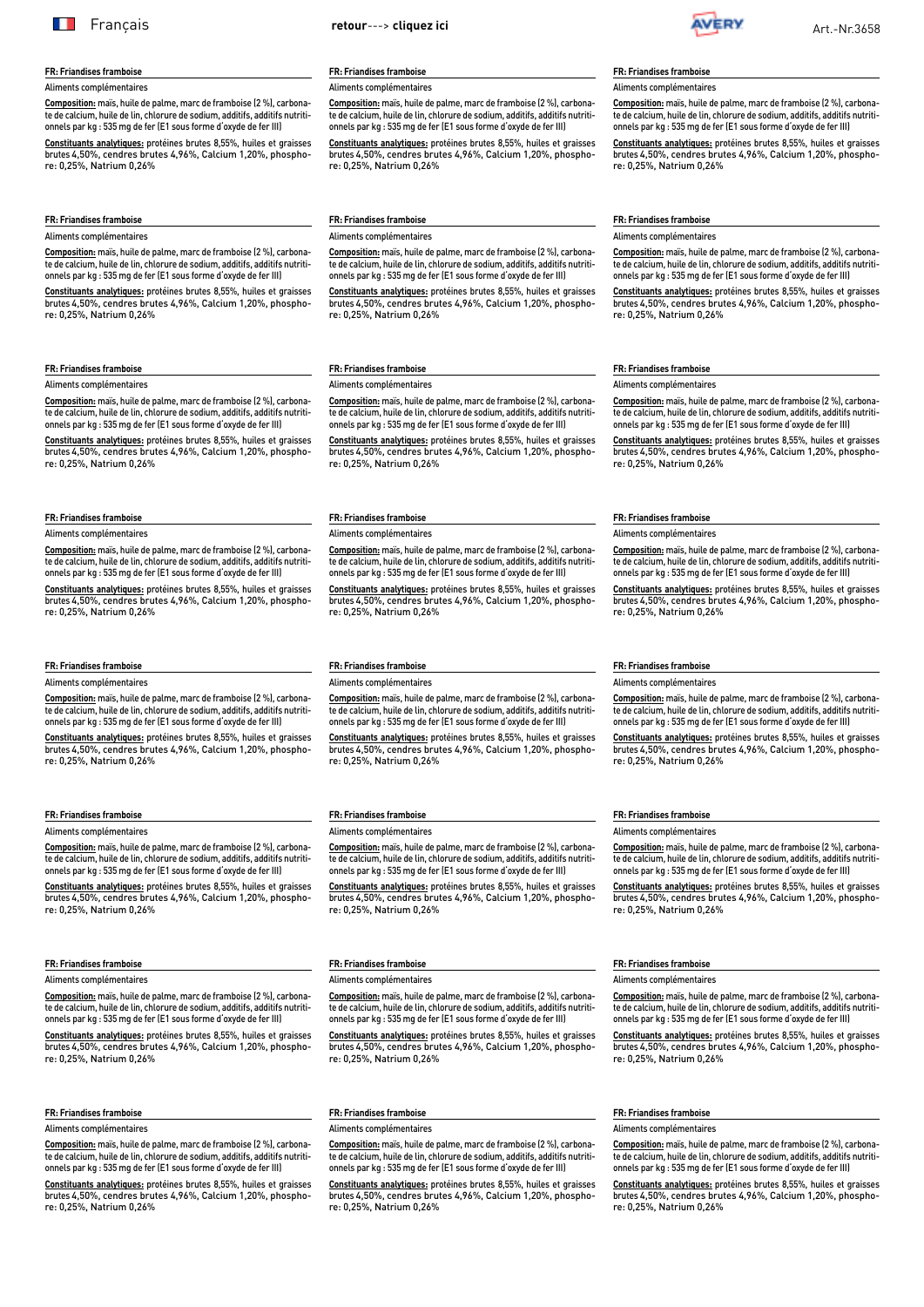**FR: Friandises framboise**

Aliments complémentaires

**Composition:** maïs, huile de palme, marc de framboise (2 %), carbonate de calcium, huile de lin, chlorure de sodium, additifs, additifs nutritionnels par kg : 535 mg de fer (E1 sous forme d'oxyde de fer III)

**Constituants analytiques:** protéines brutes 8,55%, huiles et graisses brutes 4,50%, cendres brutes 4,96%, Calcium 1,20%, phosphore: 0,25%, Natrium 0,26%

**FR: Friandises framboise**

Aliments complémentaires

**Composition:** maïs, huile de palme, marc de framboise (2 %), carbonate de calcium, huile de lin, chlorure de sodium, additifs, additifs nutritionnels par kg : 535 mg de fer (E1 sous forme d'oxyde de fer III)

**Constituants analytiques:** protéines brutes 8,55%, huiles et graisses brutes 4,50%, cendres brutes 4,96%, Calcium 1,20%, phosphore: 0,25%, Natrium 0,26%

**FR: Friandises framboise**

Aliments complémentaires

**Composition:** maïs, huile de palme, marc de framboise (2 %), carbonate de calcium, huile de lin, chlorure de sodium, additifs, additifs nutritionnels par kg : 535 mg de fer (E1 sous forme d'oxyde de fer III)

**Constituants analytiques:** protéines brutes 8,55%, huiles et graisses brutes 4,50%, cendres brutes 4,96%, Calcium 1,20%, phosphore: 0,25%, Natrium 0,26%

**FR: Friandises framboise**

Aliments complémentaires

**Composition:** maïs, huile de palme, marc de framboise (2 %), carbonate de calcium, huile de lin, chlorure de sodium, additifs, additifs nutritionnels par kg : 535 mg de fer (E1 sous forme d'oxyde de fer III)

**Constituants analytiques:** protéines brutes 8,55%, huiles et graisses brutes 4,50%, cendres brutes 4,96%, Calcium 1,20%, phosphore: 0,25%, Natrium 0,26%

**FR: Friandises framboise**

Aliments complémentaires

**Composition:** maïs, huile de palme, marc de framboise (2 %), carbonate de calcium, huile de lin, chlorure de sodium, additifs, additifs nutritionnels par kg : 535 mg de fer (E1 sous forme d'oxyde de fer III)

**Constituants analytiques:** protéines brutes 8,55%, huiles et graisses brutes 4,50%, cendres brutes 4,96%, Calcium 1,20%, phosphore: 0,25%, Natrium 0,26%

**FR: Friandises framboise**

Aliments complémentaires

**Composition:** maïs, huile de palme, marc de framboise (2 %), carbonate de calcium, huile de lin, chlorure de sodium, additifs, additifs nutritionnels par kg : 535 mg de fer (E1 sous forme d'oxyde de fer III)

**Constituants analytiques:** protéines brutes 8,55%, huiles et graisses brutes 4,50%, cendres brutes 4,96%, Calcium 1,20%, phosphore: 0,25%, Natrium 0,26%

**FR: Friandises framboise**

Aliments complémentaires

**Composition:** maïs, huile de palme, marc de framboise (2 %), carbonate de calcium, huile de lin, chlorure de sodium, additifs, additifs nutritionnels par kg : 535 mg de fer (E1 sous forme d'oxyde de fer III)

**Constituants analytiques:** protéines brutes 8,55%, huiles et graisses brutes 4,50%, cendres brutes 4,96%, Calcium 1,20%, phosphore: 0,25%, Natrium 0,26%

**FR: Friandises framboise**

Aliments complémentaires

**Composition:** maïs, huile de palme, marc de framboise (2 %), carbonate de calcium, huile de lin, chlorure de sodium, additifs, additifs nutritionnels par kg : 535 mg de fer (E1 sous forme d'oxyde de fer III)

**Constituants analytiques:** protéines brutes 8,55%, huiles et graisses brutes 4,50%, cendres brutes 4,96%, Calcium 1,20%, phosphore: 0,25%, Natrium 0,26%

**FR: Friandises framboise**

Aliments complémentaires

**Composition:** maïs, huile de palme, marc de framboise (2 %), carbonate de calcium, huile de lin, chlorure de sodium, additifs, additifs nutritionnels par kg : 535 mg de fer (E1 sous forme d'oxyde de fer III)

**Constituants analytiques:** protéines brutes 8,55%, huiles et graisses brutes 4,50%, cendres brutes 4,96%, Calcium 1,20%, phosphore: 0,25%, Natrium 0,26%

**FR: Friandises framboise**

Aliments complémentaires

**Composition:** maïs, huile de palme, marc de framboise (2 %), carbonate de calcium, huile de lin, chlorure de sodium, additifs, additifs nutritionnels par kg : 535 mg de fer (E1 sous forme d'oxyde de fer III)

**Constituants analytiques:** protéines brutes 8,55%, huiles et graisses brutes 4,50%, cendres brutes 4,96%, Calcium 1,20%, phosphore: 0,25%, Natrium 0,26%

**FR: Friandises framboise**

Aliments complémentaires

**Composition:** maïs, huile de palme, marc de framboise (2 %), carbonate de calcium, huile de lin, chlorure de sodium, additifs, additifs nutritionnels par kg : 535 mg de fer (E1 sous forme d'oxyde de fer III)

**Constituants analytiques:** protéines brutes 8,55%, huiles et graisses brutes 4,50%, cendres brutes 4,96%, Calcium 1,20%, phosphore: 0,25%, Natrium 0,26%

**FR: Friandises framboise**

Aliments complémentaires

**Composition:** maïs, huile de palme, marc de framboise (2 %), carbonate de calcium, huile de lin, chlorure de sodium, additifs, additifs nutritionnels par kg : 535 mg de fer (E1 sous forme d'oxyde de fer III)

**Constituants analytiques:** protéines brutes 8,55%, huiles et graisses brutes 4,50%, cendres brutes 4,96%, Calcium 1,20%, phosphore: 0,25%, Natrium 0,26%

**FR: Friandises framboise**

Aliments complémentaires

**Composition:** maïs, huile de palme, marc de framboise (2 %), carbonate de calcium, huile de lin, chlorure de sodium, additifs, additifs nutritionnels par kg : 535 mg de fer (E1 sous forme d'oxyde de fer III)

**Constituants analytiques:** protéines brutes 8,55%, huiles et graisses brutes 4,50%, cendres brutes 4,96%, Calcium 1,20%, phosphore: 0,25%, Natrium 0,26%

**FR: Friandises framboise**

Aliments complémentaires

**Composition:** maïs, huile de palme, marc de framboise (2 %), carbonate de calcium, huile de lin, chlorure de sodium, additifs, additifs nutritionnels par kg : 535 mg de fer (E1 sous forme d'oxyde de fer III)

**Constituants analytiques:** protéines brutes 8,55%, huiles et graisses brutes 4,50%, cendres brutes 4,96%, Calcium 1,20%, phosphore: 0,25%, Natrium 0,26%

**FR: Friandises framboise**

Aliments complémentaires

**Composition:** maïs, huile de palme, marc de framboise (2 %), carbonate de calcium, huile de lin, chlorure de sodium, additifs, additifs nutritionnels par kg : 535 mg de fer (E1 sous forme d'oxyde de fer III)

**Constituants analytiques:** protéines brutes 8,55%, huiles et graisses brutes 4,50%, cendres brutes 4,96%, Calcium 1,20%, phosphore: 0,25%, Natrium 0,26%

**FR: Friandises framboise**

Aliments complémentaires

**Composition:** maïs, huile de palme, marc de framboise (2 %), carbonate de calcium, huile de lin, chlorure de sodium, additifs, additifs nutritionnels par kg : 535 mg de fer (E1 sous forme d'oxyde de fer III)

**Constituants analytiques:** protéines brutes 8,55%, huiles et graisses brutes 4,50%, cendres brutes 4,96%, Calcium 1,20%, phosphore: 0,25%, Natrium 0,26%

**FR: Friandises framboise**

Aliments complémentaires

**Composition:** maïs, huile de palme, marc de framboise (2 %), carbonate de calcium, huile de lin, chlorure de sodium, additifs, additifs nutritionnels par kg : 535 mg de fer (E1 sous forme d'oxyde de fer III)

**Constituants analytiques:** protéines brutes 8,55%, huiles et graisses brutes 4,50%, cendres brutes 4,96%, Calcium 1,20%, phosphore: 0,25%, Natrium 0,26%

**FR: Friandises framboise**

Aliments complémentaires

**Composition:** maïs, huile de palme, marc de framboise (2 %), carbonate de calcium, huile de lin, chlorure de sodium, additifs, additifs nutritionnels par kg : 535 mg de fer (E1 sous forme d'oxyde de fer III)

**Constituants analytiques:** protéines brutes 8,55%, huiles et graisses brutes 4,50%, cendres brutes 4,96%, Calcium 1,20%, phosphore: 0,25%, Natrium 0,26%

**FR: Friandises framboise**

Aliments complémentaires

**Composition:** maïs, huile de palme, marc de framboise (2 %), carbonate de calcium, huile de lin, chlorure de sodium, additifs, additifs nutritionnels par kg : 535 mg de fer (E1 sous forme d'oxyde de fer III)

**Constituants analytiques:** protéines brutes 8,55%, huiles et graisses brutes 4,50%, cendres brutes 4,96%, Calcium 1,20%, phosphore: 0,25%, Natrium 0,26%

**FR: Friandises framboise**

Aliments complémentaires

**Composition:** maïs, huile de palme, marc de framboise (2 %), carbonate de calcium, huile de lin, chlorure de sodium, additifs, additifs nutritionnels par kg : 535 mg de fer (E1 sous forme d'oxyde de fer III)

**Constituants analytiques:** protéines brutes 8,55%, huiles et graisses brutes 4,50%, cendres brutes 4,96%, Calcium 1,20%, phosphore: 0,25%, Natrium 0,26%

**FR: Friandises framboise**

Aliments complémentaires

**Composition:** maïs, huile de palme, marc de framboise (2 %), carbonate de calcium, huile de lin, chlorure de sodium, additifs, additifs nutritionnels par kg : 535 mg de fer (E1 sous forme d'oxyde de fer III)

**Constituants analytiques:** protéines brutes 8,55%, huiles et graisses brutes 4,50%, cendres brutes 4,96%, Calcium 1,20%, phosphore: 0,25%, Natrium 0,26%

**FR: Friandises framboise**

Aliments complémentaires

**Composition:** maïs, huile de palme, marc de framboise (2 %), carbonate de calcium, huile de lin, chlorure de sodium, additifs, additifs nutritionnels par kg : 535 mg de fer (E1 sous forme d'oxyde de fer III)

**Constituants analytiques:** protéines brutes 8,55%, huiles et graisses brutes 4,50%, cendres brutes 4,96%, Calcium 1,20%, phosphore: 0,25%, Natrium 0,26%

**FR: Friandises framboise**

Aliments complémentaires

**Composition:** maïs, huile de palme, marc de framboise (2 %), carbonate de calcium, huile de lin, chlorure de sodium, additifs, additifs nutritionnels par kg : 535 mg de fer (E1 sous forme d'oxyde de fer III)

**Constituants analytiques:** protéines brutes 8,55%, huiles et graisses brutes 4,50%, cendres brutes 4,96%, Calcium 1,20%, phosphore: 0,25%, Natrium 0,26%

**FR: Friandises framboise**

Aliments complémentaires

**Composition:** maïs, huile de palme, marc de framboise (2 %), carbonate de calcium, huile de lin, chlorure de sodium, additifs, additifs nutritionnels par kg : 535 mg de fer (E1 sous forme d'oxyde de fer III)

**Constituants analytiques:** protéines brutes 8,55%, huiles et graisses brutes 4,50%, cendres brutes 4,96%, Calcium 1,20%, phosphore: 0,25%, Natrium 0,26%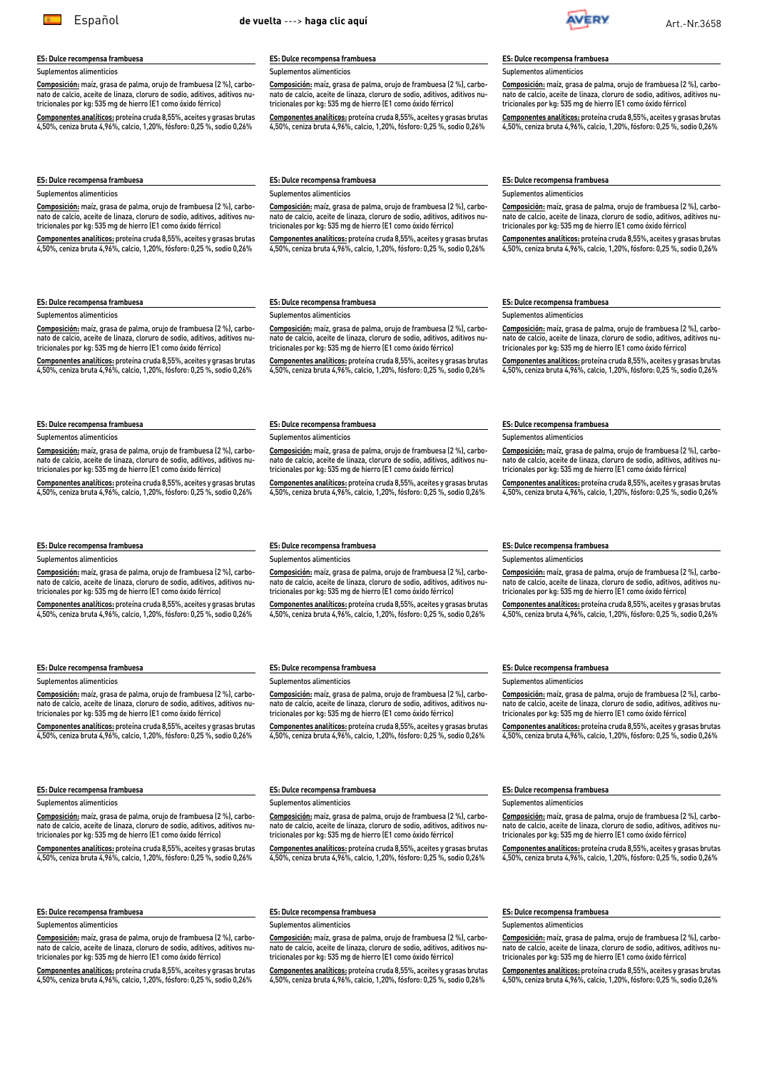Español **de vuelta** ---> **haga clic aquí** Art.-Nr.3658

**ES: Dulce recompensa frambuesa**

Suplementos alimenticios

**Composición:** maíz, grasa de palma, orujo de frambuesa (2 %), carbonato de calcio, aceite de linaza, cloruro de sodio, aditivos, aditivos nutricionales por kg: 535 mg de hierro (E1 como óxido férrico)

**Componentes analíticos:** proteína cruda 8,55%, aceites y grasas brutas 4,50%, ceniza bruta 4,96%, calcio, 1,20%, fósforo: 0,25 %, sodio 0,26%

**ES: Dulce recompensa frambuesa**

Suplementos alimenticios

**Composición:** maíz, grasa de palma, orujo de frambuesa (2 %), carbonato de calcio, aceite de linaza, cloruro de sodio, aditivos, aditivos nutricionales por kg: 535 mg de hierro (E1 como óxido férrico)

**Componentes analíticos:** proteína cruda 8,55%, aceites y grasas brutas 4,50%, ceniza bruta 4,96%, calcio, 1,20%, fósforo: 0,25 %, sodio 0,26%

**ES: Dulce recompensa frambuesa**

Suplementos alimenticios

**Composición:** maíz, grasa de palma, orujo de frambuesa (2 %), carbonato de calcio, aceite de linaza, cloruro de sodio, aditivos, aditivos nutricionales por kg: 535 mg de hierro (E1 como óxido férrico)

**Componentes analíticos:** proteína cruda 8,55%, aceites y grasas brutas 4,50%, ceniza bruta 4,96%, calcio, 1,20%, fósforo: 0,25 %, sodio 0,26%

**ES: Dulce recompensa frambuesa**

Suplementos alimenticios

**Composición:** maíz, grasa de palma, orujo de frambuesa (2 %), carbonato de calcio, aceite de linaza, cloruro de sodio, aditivos, aditivos nutricionales por kg: 535 mg de hierro (E1 como óxido férrico)

**Componentes analíticos:** proteína cruda 8,55%, aceites y grasas brutas 4,50%, ceniza bruta 4,96%, calcio, 1,20%, fósforo: 0,25 %, sodio 0,26%

**ES: Dulce recompensa frambuesa**

Suplementos alimenticios

**Composición:** maíz, grasa de palma, orujo de frambuesa (2 %), carbonato de calcio, aceite de linaza, cloruro de sodio, aditivos, aditivos nutricionales por kg: 535 mg de hierro (E1 como óxido férrico)

**Componentes analíticos:** proteína cruda 8,55%, aceites y grasas brutas 4,50%, ceniza bruta 4,96%, calcio, 1,20%, fósforo: 0,25 %, sodio 0,26%

**ES: Dulce recompensa frambuesa**

Suplementos alimenticios

**Composición:** maíz, grasa de palma, orujo de frambuesa (2 %), carbonato de calcio, aceite de linaza, cloruro de sodio, aditivos, aditivos nutricionales por kg: 535 mg de hierro (E1 como óxido férrico)

**Componentes analíticos:** proteína cruda 8,55%, aceites y grasas brutas 4,50%, ceniza bruta 4,96%, calcio, 1,20%, fósforo: 0,25 %, sodio 0,26%

**ES: Dulce recompensa frambuesa**

Suplementos alimenticios

**Composición:** maíz, grasa de palma, orujo de frambuesa (2 %), carbonato de calcio, aceite de linaza, cloruro de sodio, aditivos, aditivos nutricionales por kg: 535 mg de hierro (E1 como óxido férrico)

**Componentes analíticos:** proteína cruda 8,55%, aceites y grasas brutas 4,50%, ceniza bruta 4,96%, calcio, 1,20%, fósforo: 0,25 %, sodio 0,26%

**ES: Dulce recompensa frambuesa**

Suplementos alimenticios

**Composición:** maíz, grasa de palma, orujo de frambuesa (2 %), carbonato de calcio, aceite de linaza, cloruro de sodio, aditivos, aditivos nutricionales por kg: 535 mg de hierro (E1 como óxido férrico)

**Componentes analíticos:** proteína cruda 8,55%, aceites y grasas brutas 4,50%, ceniza bruta 4,96%, calcio, 1,20%, fósforo: 0,25 %, sodio 0,26%

**ES: Dulce recompensa frambuesa**

Suplementos alimenticios

**Composición:** maíz, grasa de palma, orujo de frambuesa (2 %), carbonato de calcio, aceite de linaza, cloruro de sodio, aditivos, aditivos nutricionales por kg: 535 mg de hierro (E1 como óxido férrico)

**Componentes analíticos:** proteína cruda 8,55%, aceites y grasas brutas 4,50%, ceniza bruta 4,96%, calcio, 1,20%, fósforo: 0,25 %, sodio 0,26%

**ES: Dulce recompensa frambuesa**

Suplementos alimenticios

**Composición:** maíz, grasa de palma, orujo de frambuesa (2 %), carbonato de calcio, aceite de linaza, cloruro de sodio, aditivos, aditivos nutricionales por kg: 535 mg de hierro (E1 como óxido férrico)

**Componentes analíticos:** proteína cruda 8,55%, aceites y grasas brutas 4,50%, ceniza bruta 4,96%, calcio, 1,20%, fósforo: 0,25 %, sodio 0,26%

**ES: Dulce recompensa frambuesa**

Suplementos alimenticios

**Composición:** maíz, grasa de palma, orujo de frambuesa (2 %), carbonato de calcio, aceite de linaza, cloruro de sodio, aditivos, aditivos nutricionales por kg: 535 mg de hierro (E1 como óxido férrico)

**Componentes analíticos:** proteína cruda 8,55%, aceites y grasas brutas 4,50%, ceniza bruta 4,96%, calcio, 1,20%, fósforo: 0,25 %, sodio 0,26%

**ES: Dulce recompensa frambuesa**

Suplementos alimenticios

**Composición:** maíz, grasa de palma, orujo de frambuesa (2 %), carbonato de calcio, aceite de linaza, cloruro de sodio, aditivos, aditivos nutricionales por kg: 535 mg de hierro (E1 como óxido férrico)

**Componentes analíticos:** proteína cruda 8,55%, aceites y grasas brutas 4,50%, ceniza bruta 4,96%, calcio, 1,20%, fósforo: 0,25 %, sodio 0,26%

**ES: Dulce recompensa frambuesa**

Suplementos alimenticios

**Composición:** maíz, grasa de palma, orujo de frambuesa (2 %), carbonato de calcio, aceite de linaza, cloruro de sodio, aditivos, aditivos nutricionales por kg: 535 mg de hierro (E1 como óxido férrico)

**Componentes analíticos:** proteína cruda 8,55%, aceites y grasas brutas 4,50%, ceniza bruta 4,96%, calcio, 1,20%, fósforo: 0,25 %, sodio 0,26%

**ES: Dulce recompensa frambuesa**

Suplementos alimenticios

**Composición:** maíz, grasa de palma, orujo de frambuesa (2 %), carbonato de calcio, aceite de linaza, cloruro de sodio, aditivos, aditivos nutricionales por kg: 535 mg de hierro (E1 como óxido férrico)

**Componentes analíticos:** proteína cruda 8,55%, aceites y grasas brutas 4,50%, ceniza bruta 4,96%, calcio, 1,20%, fósforo: 0,25 %, sodio 0,26%

**ES: Dulce recompensa frambuesa**

Suplementos alimenticios

**Composición:** maíz, grasa de palma, orujo de frambuesa (2 %), carbonato de calcio, aceite de linaza, cloruro de sodio, aditivos, aditivos nutricionales por kg: 535 mg de hierro (E1 como óxido férrico)

**Componentes analíticos:** proteína cruda 8,55%, aceites y grasas brutas 4,50%, ceniza bruta 4,96%, calcio, 1,20%, fósforo: 0,25 %, sodio 0,26%

**ES: Dulce recompensa frambuesa**

Suplementos alimenticios

**Composición:** maíz, grasa de palma, orujo de frambuesa (2 %), carbonato de calcio, aceite de linaza, cloruro de sodio, aditivos, aditivos nutricionales por kg: 535 mg de hierro (E1 como óxido férrico)

**Componentes analíticos:** proteína cruda 8,55%, aceites y grasas brutas 4,50%, ceniza bruta 4,96%, calcio, 1,20%, fósforo: 0,25 %, sodio 0,26%

**ES: Dulce recompensa frambuesa**

Suplementos alimenticios

**Composición:** maíz, grasa de palma, orujo de frambuesa (2 %), carbonato de calcio, aceite de linaza, cloruro de sodio, aditivos, aditivos nutricionales por kg: 535 mg de hierro (E1 como óxido férrico)

**Componentes analíticos:** proteína cruda 8,55%, aceites y grasas brutas 4,50%, ceniza bruta 4,96%, calcio, 1,20%, fósforo: 0,25 %, sodio 0,26%

**ES: Dulce recompensa frambuesa**

Suplementos alimenticios

**Composición:** maíz, grasa de palma, orujo de frambuesa (2 %), carbonato de calcio, aceite de linaza, cloruro de sodio, aditivos, aditivos nutricionales por kg: 535 mg de hierro (E1 como óxido férrico)

**Componentes analíticos:** proteína cruda 8,55%, aceites y grasas brutas 4,50%, ceniza bruta 4,96%, calcio, 1,20%, fósforo: 0,25 %, sodio 0,26%

**ES: Dulce recompensa frambuesa**

Suplementos alimenticios

**Composición:** maíz, grasa de palma, orujo de frambuesa (2 %), carbonato de calcio, aceite de linaza, cloruro de sodio, aditivos, aditivos nutricionales por kg: 535 mg de hierro (E1 como óxido férrico)

**Componentes analíticos:** proteína cruda 8,55%, aceites y grasas brutas 4,50%, ceniza bruta 4,96%, calcio, 1,20%, fósforo: 0,25 %, sodio 0,26%

**ES: Dulce recompensa frambuesa**

Suplementos alimenticios

**Composición:** maíz, grasa de palma, orujo de frambuesa (2 %), carbonato de calcio, aceite de linaza, cloruro de sodio, aditivos, aditivos nutricionales por kg: 535 mg de hierro (E1 como óxido férrico)

**Componentes analíticos:** proteína cruda 8,55%, aceites y grasas brutas 4,50%, ceniza bruta 4,96%, calcio, 1,20%, fósforo: 0,25 %, sodio 0,26%

**ES: Dulce recompensa frambuesa**

Suplementos alimenticios

**Composición:** maíz, grasa de palma, orujo de frambuesa (2 %), carbonato de calcio, aceite de linaza, cloruro de sodio, aditivos, aditivos nutricionales por kg: 535 mg de hierro (E1 como óxido férrico)

**Componentes analíticos:** proteína cruda 8,55%, aceites y grasas brutas 4,50%, ceniza bruta 4,96%, calcio, 1,20%, fósforo: 0,25 %, sodio 0,26%

**ES: Dulce recompensa frambuesa**

Suplementos alimenticios

**Composición:** maíz, grasa de palma, orujo de frambuesa (2 %), carbonato de calcio, aceite de linaza, cloruro de sodio, aditivos, aditivos nutricionales por kg: 535 mg de hierro (E1 como óxido férrico)

**Componentes analíticos:** proteína cruda 8,55%, aceites y grasas brutas 4,50%, ceniza bruta 4,96%, calcio, 1,20%, fósforo: 0,25 %, sodio 0,26%

**ES: Dulce recompensa frambuesa**

Suplementos alimenticios

**Composición:** maíz, grasa de palma, orujo de frambuesa (2 %), carbonato de calcio, aceite de linaza, cloruro de sodio, aditivos, aditivos nutricionales por kg: 535 mg de hierro (E1 como óxido férrico)

**Componentes analíticos:** proteína cruda 8,55%, aceites y grasas brutas 4,50%, ceniza bruta 4,96%, calcio, 1,20%, fósforo: 0,25 %, sodio 0,26%

**ES: Dulce recompensa frambuesa**

Suplementos alimenticios

**Composición:** maíz, grasa de palma, orujo de frambuesa (2 %), carbonato de calcio, aceite de linaza, cloruro de sodio, aditivos, aditivos nutricionales por kg: 535 mg de hierro (E1 como óxido férrico)

**Componentes analíticos:** proteína cruda 8,55%, aceites y grasas brutas 4,50%, ceniza bruta 4,96%, calcio, 1,20%, fósforo: 0,25 %, sodio 0,26%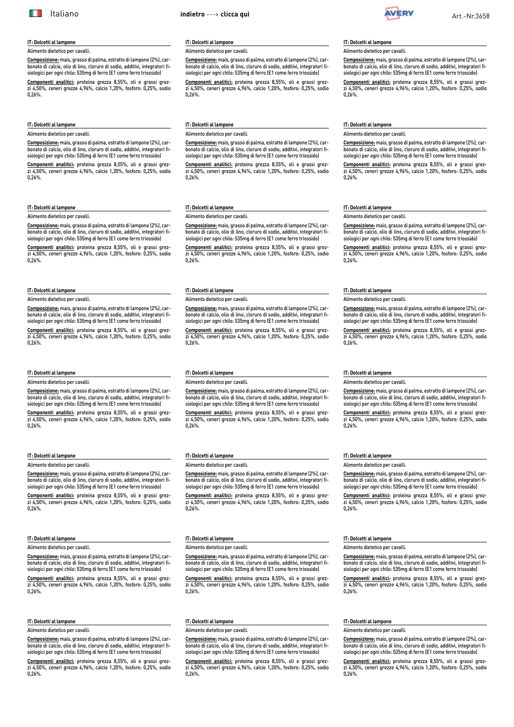### IT: Dolcetti al lampone

Alimento dietetico per cavalli.

**Composizione:** mais, grasso di palma, estratto di lampone (2%), carbonato di calcio, olio di lino, cloruro di sodio, additivi, integratori fisiologici per ogni chilo: 535mg di ferro (E1 come ferro triossido)

**Componenti analitici:** proteina grezza 8,55%, oli e grassi grezzi 4,50%, ceneri grezze 4,96%, calcio 1,20%, fosforo: 0,25%, sodio 0,26%.

### IT: Dolcetti al lampone

Alimento dietetico per cavalli.

**Composizione:** mais, grasso di palma, estratto di lampone (2%), carbonato di calcio, olio di lino, cloruro di sodio, additivi, integratori fisiologici per ogni chilo: 535mg di ferro (E1 come ferro triossido)

**Componenti analitici:** proteina grezza 8,55%, oli e grassi grezzi 4,50%, ceneri grezze 4,96%, calcio 1,20%, fosforo: 0,25%, sodio 0,26%.

### IT: Dolcetti al lampone

Alimento dietetico per cavalli.

**Composizione:** mais, grasso di palma, estratto di lampone (2%), carbonato di calcio, olio di lino, cloruro di sodio, additivi, integratori fisiologici per ogni chilo: 535mg di ferro (E1 come ferro triossido)

**Componenti analitici:** proteina grezza 8,55%, oli e grassi grezzi 4,50%, ceneri grezze 4,96%, calcio 1,20%, fosforo: 0,25%, sodio 0,26%.

### IT: Dolcetti al lampone

Alimento dietetico per cavalli.

**Composizione:** mais, grasso di palma, estratto di lampone (2%), carbonato di calcio, olio di lino, cloruro di sodio, additivi, integratori fisiologici per ogni chilo: 535mg di ferro (E1 come ferro triossido)

**Componenti analitici:** proteina grezza 8,55%, oli e grassi grezzi 4,50%, ceneri grezze 4,96%, calcio 1,20%, fosforo: 0,25%, sodio 0,26%.

### IT: Dolcetti al lampone

Alimento dietetico per cavalli.

**Composizione:** mais, grasso di palma, estratto di lampone (2%), carbonato di calcio, olio di lino, cloruro di sodio, additivi, integratori fisiologici per ogni chilo: 535mg di ferro (E1 come ferro triossido)

**Componenti analitici:** proteina grezza 8,55%, oli e grassi grezzi 4,50%, ceneri grezze 4,96%, calcio 1,20%, fosforo: 0,25%, sodio 0,26%.

### IT: Dolcetti al lampone

Alimento dietetico per cavalli.

**Composizione:** mais, grasso di palma, estratto di lampone (2%), carbonato di calcio, olio di lino, cloruro di sodio, additivi, integratori fisiologici per ogni chilo: 535mg di ferro (E1 come ferro triossido)

**Componenti analitici:** proteina grezza 8,55%, oli e grassi grezzi 4,50%, ceneri grezze 4,96%, calcio 1,20%, fosforo: 0,25%, sodio 0,26%.

### IT: Dolcetti al lampone

Alimento dietetico per cavalli.

**Composizione:** mais, grasso di palma, estratto di lampone (2%), carbonato di calcio, olio di lino, cloruro di sodio, additivi, integratori fisiologici per ogni chilo: 535mg di ferro (E1 come ferro triossido)

**Componenti analitici:** proteina grezza 8,55%, oli e grassi grezzi 4,50%, ceneri grezze 4,96%, calcio 1,20%, fosforo: 0,25%, sodio 0,26%.

### IT: Dolcetti al lampone

Alimento dietetico per cavalli.

**Composizione:** mais, grasso di palma, estratto di lampone (2%), carbonato di calcio, olio di lino, cloruro di sodio, additivi, integratori fisiologici per ogni chilo: 535mg di ferro (E1 come ferro triossido)

**Componenti analitici:** proteina grezza 8,55%, oli e grassi grezzi 4,50%, ceneri grezze 4,96%, calcio 1,20%, fosforo: 0,25%, sodio 0,26%.

### IT: Dolcetti al lampone

Alimento dietetico per cavalli.

**Composizione:** mais, grasso di palma, estratto di lampone (2%), carbonato di calcio, olio di lino, cloruro di sodio, additivi, integratori fisiologici per ogni chilo: 535mg di ferro (E1 come ferro triossido)

**Componenti analitici:** proteina grezza 8,55%, oli e grassi grezzi 4,50%, ceneri grezze 4,96%, calcio 1,20%, fosforo: 0,25%, sodio 0,26%.

### IT: Dolcetti al lampone

Alimento dietetico per cavalli.

**Composizione:** mais, grasso di palma, estratto di lampone (2%), carbonato di calcio, olio di lino, cloruro di sodio, additivi, integratori fisiologici per ogni chilo: 535mg di ferro (E1 come ferro triossido)

**Componenti analitici:** proteina grezza 8,55%, oli e grassi grezzi 4,50%, ceneri grezze 4,96%, calcio 1,20%, fosforo: 0,25%, sodio 0,26%.

### IT: Dolcetti al lampone

Alimento dietetico per cavalli.

**Composizione:** mais, grasso di palma, estratto di lampone (2%), carbonato di calcio, olio di lino, cloruro di sodio, additivi, integratori fisiologici per ogni chilo: 535mg di ferro (E1 come ferro triossido)

**Componenti analitici:** proteina grezza 8,55%, oli e grassi grezzi 4,50%, ceneri grezze 4,96%, calcio 1,20%, fosforo: 0,25%, sodio 0,26%.

### IT: Dolcetti al lampone

Alimento dietetico per cavalli.

**Composizione:** mais, grasso di palma, estratto di lampone (2%), carbonato di calcio, olio di lino, cloruro di sodio, additivi, integratori fisiologici per ogni chilo: 535mg di ferro (E1 come ferro triossido)

**Componenti analitici:** proteina grezza 8,55%, oli e grassi grezzi 4,50%, ceneri grezze 4,96%, calcio 1,20%, fosforo: 0,25%, sodio 0,26%.

### IT: Dolcetti al lampone

Alimento dietetico per cavalli.

**Composizione:** mais, grasso di palma, estratto di lampone (2%), carbonato di calcio, olio di lino, cloruro di sodio, additivi, integratori fisiologici per ogni chilo: 535mg di ferro (E1 come ferro triossido)

**Componenti analitici:** proteina grezza 8,55%, oli e grassi grezzi 4,50%, ceneri grezze 4,96%, calcio 1,20%, fosforo: 0,25%, sodio 0,26%.

### IT: Dolcetti al lampone

Alimento dietetico per cavalli.

**Composizione:** mais, grasso di palma, estratto di lampone (2%), carbonato di calcio, olio di lino, cloruro di sodio, additivi, integratori fisiologici per ogni chilo: 535mg di ferro (E1 come ferro triossido)

**Componenti analitici:** proteina grezza 8,55%, oli e grassi grezzi 4,50%, ceneri grezze 4,96%, calcio 1,20%, fosforo: 0,25%, sodio 0,26%.

### IT: Dolcetti al lampone

Alimento dietetico per cavalli.

**Composizione:** mais, grasso di palma, estratto di lampone (2%), carbonato di calcio, olio di lino, cloruro di sodio, additivi, integratori fisiologici per ogni chilo: 535mg di ferro (E1 come ferro triossido)

**Componenti analitici:** proteina grezza 8,55%, oli e grassi grezzi 4,50%, ceneri grezze 4,96%, calcio 1,20%, fosforo: 0,25%, sodio 0,26%.

### IT: Dolcetti al lampone

Alimento dietetico per cavalli.

**Composizione:** mais, grasso di palma, estratto di lampone (2%), carbonato di calcio, olio di lino, cloruro di sodio, additivi, integratori fisiologici per ogni chilo: 535mg di ferro (E1 come ferro triossido)

**Componenti analitici:** proteina grezza 8,55%, oli e grassi grezzi 4,50%, ceneri grezze 4,96%, calcio 1,20%, fosforo: 0,25%, sodio 0,26%.

### IT: Dolcetti al lampone

Alimento dietetico per cavalli.

**Composizione:** mais, grasso di palma, estratto di lampone (2%), carbonato di calcio, olio di lino, cloruro di sodio, additivi, integratori fisiologici per ogni chilo: 535mg di ferro (E1 come ferro triossido)

**Componenti analitici:** proteina grezza 8,55%, oli e grassi grezzi 4,50%, ceneri grezze 4,96%, calcio 1,20%, fosforo: 0,25%, sodio 0,26%.

### IT: Dolcetti al lampone

Alimento dietetico per cavalli.

**Composizione:** mais, grasso di palma, estratto di lampone (2%), carbonato di calcio, olio di lino, cloruro di sodio, additivi, integratori fisiologici per ogni chilo: 535mg di ferro (E1 come ferro triossido)

**Componenti analitici:** proteina grezza 8,55%, oli e grassi grezzi 4,50%, ceneri grezze 4,96%, calcio 1,20%, fosforo: 0,25%, sodio 0,26%.

### IT: Dolcetti al lampone

Alimento dietetico per cavalli.

**Composizione:** mais, grasso di palma, estratto di lampone (2%), carbonato di calcio, olio di lino, cloruro di sodio, additivi, integratori fisiologici per ogni chilo: 535mg di ferro (E1 come ferro triossido)

**Componenti analitici:** proteina grezza 8,55%, oli e grassi grezzi 4,50%, ceneri grezze 4,96%, calcio 1,20%, fosforo: 0,25%, sodio 0,26%.

### IT: Dolcetti al lampone

Alimento dietetico per cavalli.

**Composizione:** mais, grasso di palma, estratto di lampone (2%), carbonato di calcio, olio di lino, cloruro di sodio, additivi, integratori fisiologici per ogni chilo: 535mg di ferro (E1 come ferro triossido)

**Componenti analitici:** proteina grezza 8,55%, oli e grassi grezzi 4,50%, ceneri grezze 4,96%, calcio 1,20%, fosforo: 0,25%, sodio 0,26%.

### IT: Dolcetti al lampone

Alimento dietetico per cavalli.

**Composizione:** mais, grasso di palma, estratto di lampone (2%), carbonato di calcio, olio di lino, cloruro di sodio, additivi, integratori fisiologici per ogni chilo: 535mg di ferro (E1 come ferro triossido)

**Componenti analitici:** proteina grezza 8,55%, oli e grassi grezzi 4,50%, ceneri grezze 4,96%, calcio 1,20%, fosforo: 0,25%, sodio 0,26%.

### IT: Dolcetti al lampone

Alimento dietetico per cavalli.

**Composizione:** mais, grasso di palma, estratto di lampone (2%), carbonato di calcio, olio di lino, cloruro di sodio, additivi, integratori fisiologici per ogni chilo: 535mg di ferro (E1 come ferro triossido)

**Componenti analitici:** proteina grezza 8,55%, oli e grassi grezzi 4,50%, ceneri grezze 4,96%, calcio 1,20%, fosforo: 0,25%, sodio 0,26%.

### IT: Dolcetti al lampone

Alimento dietetico per cavalli.

**Composizione:** mais, grasso di palma, estratto di lampone (2%), carbonato di calcio, olio di lino, cloruro di sodio, additivi, integratori fisiologici per ogni chilo: 535mg di ferro (E1 come ferro triossido)

**Componenti analitici:** proteina grezza 8,55%, oli e grassi grezzi 4,50%, ceneri grezze 4,96%, calcio 1,20%, fosforo: 0,25%, sodio 0,26%.

### IT: Dolcetti al lampone

Alimento dietetico per cavalli.

**Composizione:** mais, grasso di palma, estratto di lampone (2%), carbonato di calcio, olio di lino, cloruro di sodio, additivi, integratori fisiologici per ogni chilo: 535mg di ferro (E1 come ferro triossido)

**Componenti analitici:** proteina grezza 8,55%, oli e grassi grezzi 4,50%, ceneri grezze 4,96%, calcio 1,20%, fosforo: 0,25%, sodio 0,26%.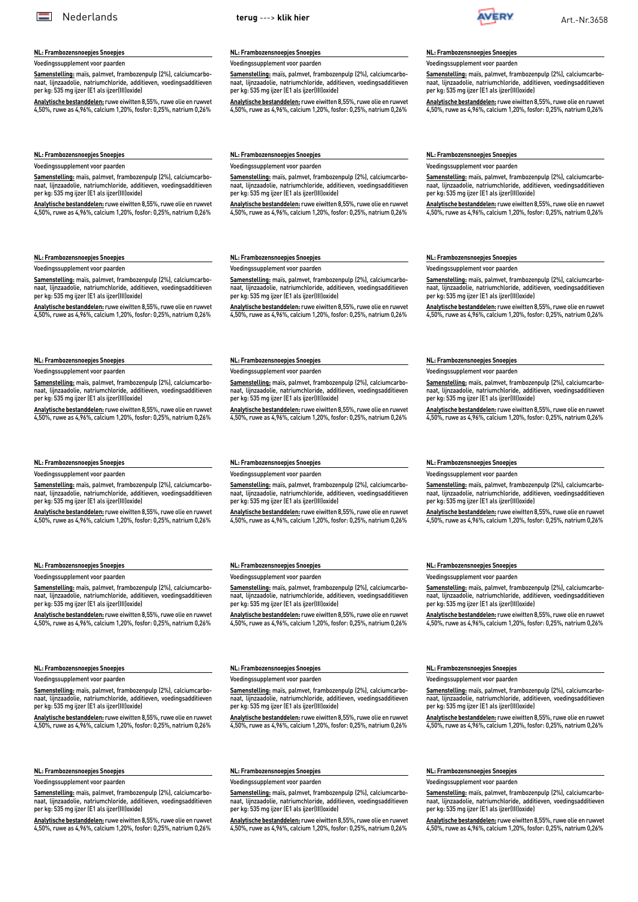**NL: Frambozensnoepjes Snoepjes**

Voedingssupplement voor paarden

**Samenstelling:** maïs, palmvet, frambozenpulp (2%), calciumcarbonaat, lijnzaadolie, natriumchloride, additieven, voedingsadditieven per kg: 535 mg ijzer (E1 als ijzer(III)oxide)

**Analytische bestanddelen:** ruwe eiwitten 8,55%, ruwe olie en ruwvet 4,50%, ruwe as 4,96%, calcium 1,20%, fosfor: 0,25%, natrium 0,26%

**NL: Frambozensnoepjes Snoepjes**

Voedingssupplement voor paarden

**Samenstelling:** maïs, palmvet, frambozenpulp (2%), calciumcarbonaat, lijnzaadolie, natriumchloride, additieven, voedingsadditieven per kg: 535 mg ijzer (E1 als ijzer(III)oxide)

**Analytische bestanddelen:** ruwe eiwitten 8,55%, ruwe olie en ruwvet 4,50%, ruwe as 4,96%, calcium 1,20%, fosfor: 0,25%, natrium 0,26%

**NL: Frambozensnoepjes Snoepjes**

Voedingssupplement voor paarden

**Samenstelling:** maïs, palmvet, frambozenpulp (2%), calciumcarbonaat, lijnzaadolie, natriumchloride, additieven, voedingsadditieven per kg: 535 mg ijzer (E1 als ijzer(III)oxide)

**Analytische bestanddelen:** ruwe eiwitten 8,55%, ruwe olie en ruwvet 4,50%, ruwe as 4,96%, calcium 1,20%, fosfor: 0,25%, natrium 0,26%

**NL: Frambozensnoepjes Snoepjes**

Voedingssupplement voor paarden

**Samenstelling:** maïs, palmvet, frambozenpulp (2%), calciumcarbonaat, lijnzaadolie, natriumchloride, additieven, voedingsadditieven per kg: 535 mg ijzer (E1 als ijzer(III)oxide)

**Analytische bestanddelen:** ruwe eiwitten 8,55%, ruwe olie en ruwvet 4,50%, ruwe as 4,96%, calcium 1,20%, fosfor: 0,25%, natrium 0,26%

**NL: Frambozensnoepjes Snoepjes**

Voedingssupplement voor paarden

**Samenstelling:** maïs, palmvet, frambozenpulp (2%), calciumcarbonaat, lijnzaadolie, natriumchloride, additieven, voedingsadditieven per kg: 535 mg ijzer (E1 als ijzer(III)oxide)

**Analytische bestanddelen:** ruwe eiwitten 8,55%, ruwe olie en ruwvet 4,50%, ruwe as 4,96%, calcium 1,20%, fosfor: 0,25%, natrium 0,26%

**NL: Frambozensnoepjes Snoepjes**

Voedingssupplement voor paarden

**Samenstelling:** maïs, palmvet, frambozenpulp (2%), calciumcarbonaat, lijnzaadolie, natriumchloride, additieven, voedingsadditieven per kg: 535 mg ijzer (E1 als ijzer(III)oxide)

**Analytische bestanddelen:** ruwe eiwitten 8,55%, ruwe olie en ruwvet 4,50%, ruwe as 4,96%, calcium 1,20%, fosfor: 0,25%, natrium 0,26%

**NL: Frambozensnoepjes Snoepjes**

Voedingssupplement voor paarden

**Samenstelling:** maïs, palmvet, frambozenpulp (2%), calciumcarbonaat, lijnzaadolie, natriumchloride, additieven, voedingsadditieven per kg: 535 mg ijzer (E1 als ijzer(III)oxide)

**Analytische bestanddelen:** ruwe eiwitten 8,55%, ruwe olie en ruwvet 4,50%, ruwe as 4,96%, calcium 1,20%, fosfor: 0,25%, natrium 0,26%

**NL: Frambozensnoepjes Snoepjes**

Voedingssupplement voor paarden

**Samenstelling:** maïs, palmvet, frambozenpulp (2%), calciumcarbonaat, lijnzaadolie, natriumchloride, additieven, voedingsadditieven per kg: 535 mg ijzer (E1 als ijzer(III)oxide)

**Analytische bestanddelen:** ruwe eiwitten 8,55%, ruwe olie en ruwvet 4,50%, ruwe as 4,96%, calcium 1,20%, fosfor: 0,25%, natrium 0,26%

**NL: Frambozensnoepjes Snoepjes**

Voedingssupplement voor paarden

**Samenstelling:** maïs, palmvet, frambozenpulp (2%), calciumcarbonaat, lijnzaadolie, natriumchloride, additieven, voedingsadditieven per kg: 535 mg ijzer (E1 als ijzer(III)oxide)

**Analytische bestanddelen:** ruwe eiwitten 8,55%, ruwe olie en ruwvet 4,50%, ruwe as 4,96%, calcium 1,20%, fosfor: 0,25%, natrium 0,26%

**NL: Frambozensnoepjes Snoepjes**

Voedingssupplement voor paarden

**Samenstelling:** maïs, palmvet, frambozenpulp (2%), calciumcarbonaat, lijnzaadolie, natriumchloride, additieven, voedingsadditieven per kg: 535 mg ijzer (E1 als ijzer(III)oxide)

**Analytische bestanddelen:** ruwe eiwitten 8,55%, ruwe olie en ruwvet 4,50%, ruwe as 4,96%, calcium 1,20%, fosfor: 0,25%, natrium 0,26%

**NL: Frambozensnoepjes Snoepjes**

Voedingssupplement voor paarden

**Samenstelling:** maïs, palmvet, frambozenpulp (2%), calciumcarbonaat, lijnzaadolie, natriumchloride, additieven, voedingsadditieven per kg: 535 mg ijzer (E1 als ijzer(III)oxide)

**Analytische bestanddelen:** ruwe eiwitten 8,55%, ruwe olie en ruwvet 4,50%, ruwe as 4,96%, calcium 1,20%, fosfor: 0,25%, natrium 0,26%

**NL: Frambozensnoepjes Snoepjes**

Voedingssupplement voor paarden

**Samenstelling:** maïs, palmvet, frambozenpulp (2%), calciumcarbonaat, lijnzaadolie, natriumchloride, additieven, voedingsadditieven per kg: 535 mg ijzer (E1 als ijzer(III)oxide)

**Analytische bestanddelen:** ruwe eiwitten 8,55%, ruwe olie en ruwvet 4,50%, ruwe as 4,96%, calcium 1,20%, fosfor: 0,25%, natrium 0,26%

**NL: Frambozensnoepjes Snoepjes**

Voedingssupplement voor paarden

**Samenstelling:** maïs, palmvet, frambozenpulp (2%), calciumcarbonaat, lijnzaadolie, natriumchloride, additieven, voedingsadditieven per kg: 535 mg ijzer (E1 als ijzer(III)oxide)

**Analytische bestanddelen:** ruwe eiwitten 8,55%, ruwe olie en ruwvet 4,50%, ruwe as 4,96%, calcium 1,20%, fosfor: 0,25%, natrium 0,26%

**NL: Frambozensnoepjes Snoepjes**

Voedingssupplement voor paarden

**Samenstelling:** maïs, palmvet, frambozenpulp (2%), calciumcarbonaat, lijnzaadolie, natriumchloride, additieven, voedingsadditieven per kg: 535 mg ijzer (E1 als ijzer(III)oxide)

**Analytische bestanddelen:** ruwe eiwitten 8,55%, ruwe olie en ruwvet 4,50%, ruwe as 4,96%, calcium 1,20%, fosfor: 0,25%, natrium 0,26%

**NL: Frambozensnoepjes Snoepjes**

Voedingssupplement voor paarden

**Samenstelling:** maïs, palmvet, frambozenpulp (2%), calciumcarbonaat, lijnzaadolie, natriumchloride, additieven, voedingsadditieven per kg: 535 mg ijzer (E1 als ijzer(III)oxide)

**Analytische bestanddelen:** ruwe eiwitten 8,55%, ruwe olie en ruwvet 4,50%, ruwe as 4,96%, calcium 1,20%, fosfor: 0,25%, natrium 0,26%

**NL: Frambozensnoepjes Snoepjes**

Voedingssupplement voor paarden

**Samenstelling:** maïs, palmvet, frambozenpulp (2%), calciumcarbonaat, lijnzaadolie, natriumchloride, additieven, voedingsadditieven per kg: 535 mg ijzer (E1 als ijzer(III)oxide)

**Analytische bestanddelen:** ruwe eiwitten 8,55%, ruwe olie en ruwvet 4,50%, ruwe as 4,96%, calcium 1,20%, fosfor: 0,25%, natrium 0,26%

**NL: Frambozensnoepjes Snoepjes**

Voedingssupplement voor paarden

**Samenstelling:** maïs, palmvet, frambozenpulp (2%), calciumcarbonaat, lijnzaadolie, natriumchloride, additieven, voedingsadditieven per kg: 535 mg ijzer (E1 als ijzer(III)oxide)

**Analytische bestanddelen:** ruwe eiwitten 8,55%, ruwe olie en ruwvet 4,50%, ruwe as 4,96%, calcium 1,20%, fosfor: 0,25%, natrium 0,26%

**NL: Frambozensnoepjes Snoepjes**

Voedingssupplement voor paarden

**Samenstelling:** maïs, palmvet, frambozenpulp (2%), calciumcarbonaat, lijnzaadolie, natriumchloride, additieven, voedingsadditieven per kg: 535 mg ijzer (E1 als ijzer(III)oxide)

**Analytische bestanddelen:** ruwe eiwitten 8,55%, ruwe olie en ruwvet 4,50%, ruwe as 4,96%, calcium 1,20%, fosfor: 0,25%, natrium 0,26%

**NL: Frambozensnoepjes Snoepjes**

Voedingssupplement voor paarden

**Samenstelling:** maïs, palmvet, frambozenpulp (2%), calciumcarbonaat, lijnzaadolie, natriumchloride, additieven, voedingsadditieven per kg: 535 mg ijzer (E1 als ijzer(III)oxide)

**Analytische bestanddelen:** ruwe eiwitten 8,55%, ruwe olie en ruwvet 4,50%, ruwe as 4,96%, calcium 1,20%, fosfor: 0,25%, natrium 0,26%

**NL: Frambozensnoepjes Snoepjes**

Voedingssupplement voor paarden

**Samenstelling:** maïs, palmvet, frambozenpulp (2%), calciumcarbonaat, lijnzaadolie, natriumchloride, additieven, voedingsadditieven per kg: 535 mg ijzer (E1 als ijzer(III)oxide)

**Analytische bestanddelen:** ruwe eiwitten 8,55%, ruwe olie en ruwvet 4,50%, ruwe as 4,96%, calcium 1,20%, fosfor: 0,25%, natrium 0,26%

**NL: Frambozensnoepjes Snoepjes**

Voedingssupplement voor paarden

**Samenstelling:** maïs, palmvet, frambozenpulp (2%), calciumcarbonaat, lijnzaadolie, natriumchloride, additieven, voedingsadditieven per kg: 535 mg ijzer (E1 als ijzer(III)oxide)

**Analytische bestanddelen:** ruwe eiwitten 8,55%, ruwe olie en ruwvet 4,50%, ruwe as 4,96%, calcium 1,20%, fosfor: 0,25%, natrium 0,26%

**NL: Frambozensnoepjes Snoepjes**

Voedingssupplement voor paarden

**Samenstelling:** maïs, palmvet, frambozenpulp (2%), calciumcarbonaat, lijnzaadolie, natriumchloride, additieven, voedingsadditieven per kg: 535 mg ijzer (E1 als ijzer(III)oxide)

**Analytische bestanddelen:** ruwe eiwitten 8,55%, ruwe olie en ruwvet 4,50%, ruwe as 4,96%, calcium 1,20%, fosfor: 0,25%, natrium 0,26%

**NL: Frambozensnoepjes Snoepjes**

Voedingssupplement voor paarden

**Samenstelling:** maïs, palmvet, frambozenpulp (2%), calciumcarbonaat, lijnzaadolie, natriumchloride, additieven, voedingsadditieven per kg: 535 mg ijzer (E1 als ijzer(III)oxide)

**Analytische bestanddelen:** ruwe eiwitten 8,55%, ruwe olie en ruwvet 4,50%, ruwe as 4,96%, calcium 1,20%, fosfor: 0,25%, natrium 0,26%

**NL: Frambozensnoepjes Snoepjes**

Voedingssupplement voor paarden

**Samenstelling:** maïs, palmvet, frambozenpulp (2%), calciumcarbonaat, lijnzaadolie, natriumchloride, additieven, voedingsadditieven per kg: 535 mg ijzer (E1 als ijzer(III)oxide)

**Analytische bestanddelen:** ruwe eiwitten 8,55%, ruwe olie en ruwvet 4,50%, ruwe as 4,96%, calcium 1,20%, fosfor: 0,25%, natrium 0,26%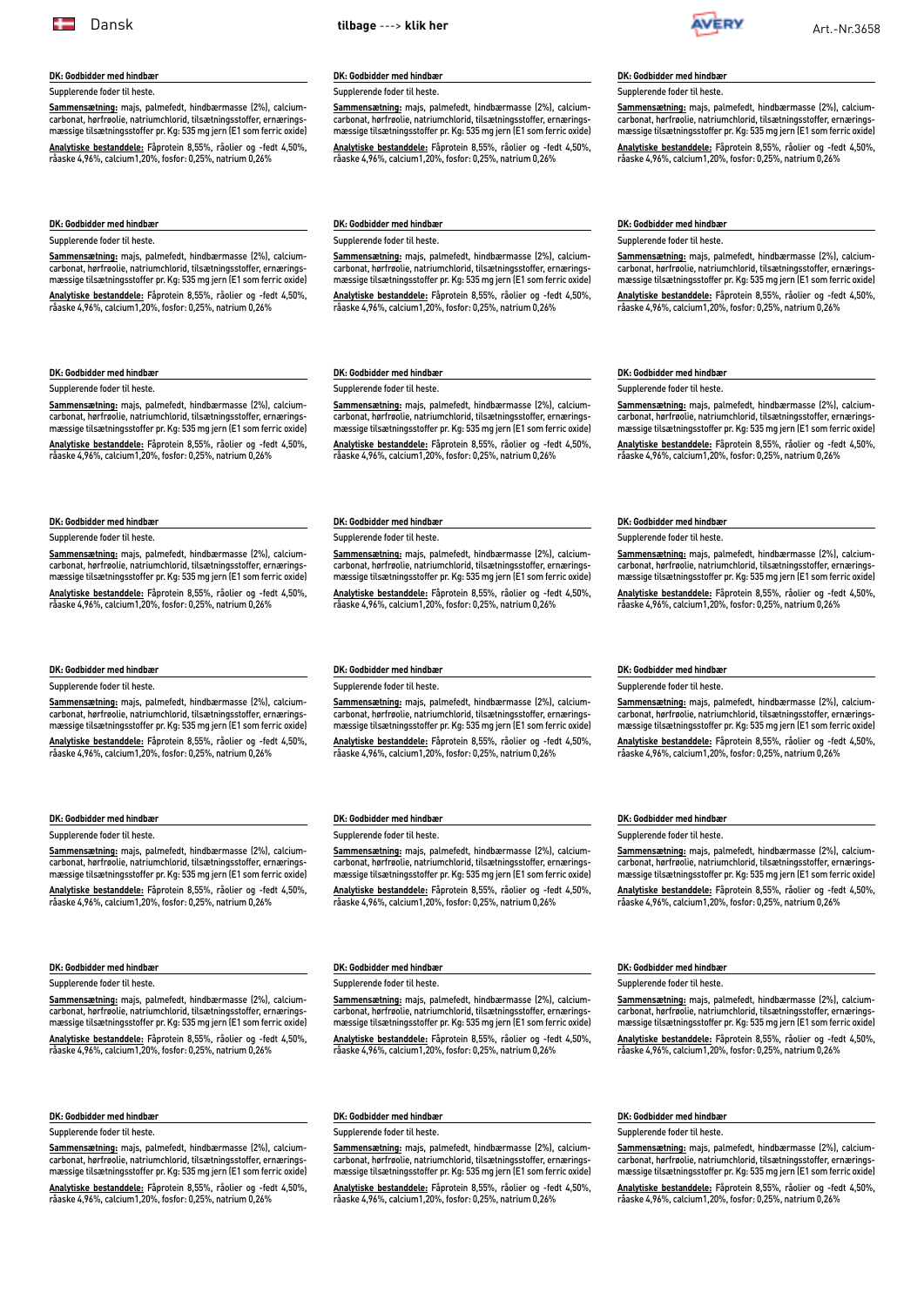Dansk

tilbage ---> klik her

Art.-Nr.3658

**DK: Godbidder med hindbær**

Supplerende foder til heste.

**Sammensætning:** majs, palmefedt, hindbærmasse (2%), calcium-carbonat, hørfrøolie, natriumchlorid, tilsætningsstoffer, ernærings-mæssige tilsætningsstoffer pr. Kg: 535 mg jern (E1 som ferric oxide)

**Analytiske bestanddele:** Fåprotein 8,55%, råolier og -fedt 4,50%, råaske 4,96%, calcium1,20%, fosfor: 0,25%, natrium 0,26%

**DK: Godbidder med hindbær**

Supplerende foder til heste.

**Sammensætning:** majs, palmefedt, hindbærmasse (2%), calcium-carbonat, hørfrøolie, natriumchlorid, tilsætningsstoffer, ernærings-mæssige tilsætningsstoffer pr. Kg: 535 mg jern (E1 som ferric oxide)

**Analytiske bestanddele:** Fåprotein 8,55%, råolier og -fedt 4,50%, råaske 4,96%, calcium1,20%, fosfor: 0,25%, natrium 0,26%

**DK: Godbidder med hindbær**

Supplerende foder til heste.

**Sammensætning:** majs, palmefedt, hindbærmasse (2%), calcium-carbonat, hørfrøolie, natriumchlorid, tilsætningsstoffer, ernærings-mæssige tilsætningsstoffer pr. Kg: 535 mg jern (E1 som ferric oxide)

**Analytiske bestanddele:** Fåprotein 8,55%, råolier og -fedt 4,50%, råaske 4,96%, calcium1,20%, fosfor: 0,25%, natrium 0,26%

**DK: Godbidder med hindbær**

Supplerende foder til heste.

**Sammensætning:** majs, palmefedt, hindbærmasse (2%), calcium-carbonat, hørfrøolie, natriumchlorid, tilsætningsstoffer, ernærings-mæssige tilsætningsstoffer pr. Kg: 535 mg jern (E1 som ferric oxide)

**Analytiske bestanddele:** Fåprotein 8,55%, råolier og -fedt 4,50%, råaske 4,96%, calcium1,20%, fosfor: 0,25%, natrium 0,26%

**DK: Godbidder med hindbær**

Supplerende foder til heste.

**Sammensætning:** majs, palmefedt, hindbærmasse (2%), calcium-carbonat, hørfrøolie, natriumchlorid, tilsætningsstoffer, ernærings-mæssige tilsætningsstoffer pr. Kg: 535 mg jern (E1 som ferric oxide)

**Analytiske bestanddele:** Fåprotein 8,55%, råolier og -fedt 4,50%, råaske 4,96%, calcium1,20%, fosfor: 0,25%, natrium 0,26%

**DK: Godbidder med hindbær**

Supplerende foder til heste.

**Sammensætning:** majs, palmefedt, hindbærmasse (2%), calcium-carbonat, hørfrøolie, natriumchlorid, tilsætningsstoffer, ernærings-mæssige tilsætningsstoffer pr. Kg: 535 mg jern (E1 som ferric oxide)

**Analytiske bestanddele:** Fåprotein 8,55%, råolier og -fedt 4,50%, råaske 4,96%, calcium1,20%, fosfor: 0,25%, natrium 0,26%

**DK: Godbidder med hindbær**

Supplerende foder til heste.

**Sammensætning:** majs, palmefedt, hindbærmasse (2%), calcium-carbonat, hørfrøolie, natriumchlorid, tilsætningsstoffer, ernærings-mæssige tilsætningsstoffer pr. Kg: 535 mg jern (E1 som ferric oxide)

**Analytiske bestanddele:** Fåprotein 8,55%, råolier og -fedt 4,50%, råaske 4,96%, calcium1,20%, fosfor: 0,25%, natrium 0,26%

**DK: Godbidder med hindbær**

Supplerende foder til heste.

**Sammensætning:** majs, palmefedt, hindbærmasse (2%), calcium-carbonat, hørfrøolie, natriumchlorid, tilsætningsstoffer, ernærings-mæssige tilsætningsstoffer pr. Kg: 535 mg jern (E1 som ferric oxide)

**Analytiske bestanddele:** Fåprotein 8,55%, råolier og -fedt 4,50%, råaske 4,96%, calcium1,20%, fosfor: 0,25%, natrium 0,26%

**DK: Godbidder med hindbær**

Supplerende foder til heste.

**Sammensætning:** majs, palmefedt, hindbærmasse (2%), calcium-carbonat, hørfrøolie, natriumchlorid, tilsætningsstoffer, ernærings-mæssige tilsætningsstoffer pr. Kg: 535 mg jern (E1 som ferric oxide)

**Analytiske bestanddele:** Fåprotein 8,55%, råolier og -fedt 4,50%, råaske 4,96%, calcium1,20%, fosfor: 0,25%, natrium 0,26%

**DK: Godbidder med hindbær**

Supplerende foder til heste.

**Sammensætning:** majs, palmefedt, hindbærmasse (2%), calcium-carbonat, hørfrøolie, natriumchlorid, tilsætningsstoffer, ernærings-mæssige tilsætningsstoffer pr. Kg: 535 mg jern (E1 som ferric oxide)

**Analytiske bestanddele:** Fåprotein 8,55%, råolier og -fedt 4,50%, råaske 4,96%, calcium1,20%, fosfor: 0,25%, natrium 0,26%

**DK: Godbidder med hindbær**

Supplerende foder til heste.

**Sammensætning:** majs, palmefedt, hindbærmasse (2%), calcium-carbonat, hørfrøolie, natriumchlorid, tilsætningsstoffer, ernærings-mæssige tilsætningsstoffer pr. Kg: 535 mg jern (E1 som ferric oxide)

**Analytiske bestanddele:** Fåprotein 8,55%, råolier og -fedt 4,50%, råaske 4,96%, calcium1,20%, fosfor: 0,25%, natrium 0,26%

**DK: Godbidder med hindbær**

Supplerende foder til heste.

**Sammensætning:** majs, palmefedt, hindbærmasse (2%), calcium-carbonat, hørfrøolie, natriumchlorid, tilsætningsstoffer, ernærings-mæssige tilsætningsstoffer pr. Kg: 535 mg jern (E1 som ferric oxide)

**Analytiske bestanddele:** Fåprotein 8,55%, råolier og -fedt 4,50%, råaske 4,96%, calcium1,20%, fosfor: 0,25%, natrium 0,26%

**DK: Godbidder med hindbær**

Supplerende foder til heste.

**Sammensætning:** majs, palmefedt, hindbærmasse (2%), calcium-carbonat, hørfrøolie, natriumchlorid, tilsætningsstoffer, ernærings-mæssige tilsætningsstoffer pr. Kg: 535 mg jern (E1 som ferric oxide)

**Analytiske bestanddele:** Fåprotein 8,55%, råolier og -fedt 4,50%, råaske 4,96%, calcium1,20%, fosfor: 0,25%, natrium 0,26%

**DK: Godbidder med hindbær**

Supplerende foder til heste.

**Sammensætning:** majs, palmefedt, hindbærmasse (2%), calcium-carbonat, hørfrøolie, natriumchlorid, tilsætningsstoffer, ernærings-mæssige tilsætningsstoffer pr. Kg: 535 mg jern (E1 som ferric oxide)

**Analytiske bestanddele:** Fåprotein 8,55%, råolier og -fedt 4,50%, råaske 4,96%, calcium1,20%, fosfor: 0,25%, natrium 0,26%

**DK: Godbidder med hindbær**

Supplerende foder til heste.

**Sammensætning:** majs, palmefedt, hindbærmasse (2%), calcium-carbonat, hørfrøolie, natriumchlorid, tilsætningsstoffer, ernærings-mæssige tilsætningsstoffer pr. Kg: 535 mg jern (E1 som ferric oxide)

**Analytiske bestanddele:** Fåprotein 8,55%, råolier og -fedt 4,50%, råaske 4,96%, calcium1,20%, fosfor: 0,25%, natrium 0,26%

**DK: Godbidder med hindbær**

Supplerende foder til heste.

**Sammensætning:** majs, palmefedt, hindbærmasse (2%), calcium-carbonat, hørfrøolie, natriumchlorid, tilsætningsstoffer, ernærings-mæssige tilsætningsstoffer pr. Kg: 535 mg jern (E1 som ferric oxide)

**Analytiske bestanddele:** Fåprotein 8,55%, råolier og -fedt 4,50%, råaske 4,96%, calcium1,20%, fosfor: 0,25%, natrium 0,26%

**DK: Godbidder med hindbær**

Supplerende foder til heste.

**Sammensætning:** majs, palmefedt, hindbærmasse (2%), calcium-carbonat, hørfrøolie, natriumchlorid, tilsætningsstoffer, ernærings-mæssige tilsætningsstoffer pr. Kg: 535 mg jern (E1 som ferric oxide)

**Analytiske bestanddele:** Fåprotein 8,55%, råolier og -fedt 4,50%, råaske 4,96%, calcium1,20%, fosfor: 0,25%, natrium 0,26%

**DK: Godbidder med hindbær**

Supplerende foder til heste.

**Sammensætning:** majs, palmefedt, hindbærmasse (2%), calcium-carbonat, hørfrøolie, natriumchlorid, tilsætningsstoffer, ernærings-mæssige tilsætningsstoffer pr. Kg: 535 mg jern (E1 som ferric oxide)

**Analytiske bestanddele:** Fåprotein 8,55%, råolier og -fedt 4,50%, råaske 4,96%, calcium1,20%, fosfor: 0,25%, natrium 0,26%

**DK: Godbidder med hindbær**

Supplerende foder til heste.

**Sammensætning:** majs, palmefedt, hindbærmasse (2%), calcium-carbonat, hørfrøolie, natriumchlorid, tilsætningsstoffer, ernærings-mæssige tilsætningsstoffer pr. Kg: 535 mg jern (E1 som ferric oxide)

**Analytiske bestanddele:** Fåprotein 8,55%, råolier og -fedt 4,50%, råaske 4,96%, calcium1,20%, fosfor: 0,25%, natrium 0,26%

**DK: Godbidder med hindbær**

Supplerende foder til heste.

**Sammensætning:** majs, palmefedt, hindbærmasse (2%), calcium-carbonat, hørfrøolie, natriumchlorid, tilsætningsstoffer, ernærings-mæssige tilsætningsstoffer pr. Kg: 535 mg jern (E1 som ferric oxide)

**Analytiske bestanddele:** Fåprotein 8,55%, råolier og -fedt 4,50%, råaske 4,96%, calcium1,20%, fosfor: 0,25%, natrium 0,26%

**DK: Godbidder med hindbær**

Supplerende foder til heste.

**Sammensætning:** majs, palmefedt, hindbærmasse (2%), calcium-carbonat, hørfrøolie, natriumchlorid, tilsætningsstoffer, ernærings-mæssige tilsætningsstoffer pr. Kg: 535 mg jern (E1 som ferric oxide)

**Analytiske bestanddele:** Fåprotein 8,55%, råolier og -fedt 4,50%, råaske 4,96%, calcium1,20%, fosfor: 0,25%, natrium 0,26%

**DK: Godbidder med hindbær**

Supplerende foder til heste.

**Sammensætning:** majs, palmefedt, hindbærmasse (2%), calcium-carbonat, hørfrøolie, natriumchlorid, tilsætningsstoffer, ernærings-mæssige tilsætningsstoffer pr. Kg: 535 mg jern (E1 som ferric oxide)

**Analytiske bestanddele:** Fåprotein 8,55%, råolier og -fedt 4,50%, råaske 4,96%, calcium1,20%, fosfor: 0,25%, natrium 0,26%

**DK: Godbidder med hindbær**

Supplerende foder til heste.

**Sammensætning:** majs, palmefedt, hindbærmasse (2%), calcium-carbonat, hørfrøolie, natriumchlorid, tilsætningsstoffer, ernærings-mæssige tilsætningsstoffer pr. Kg: 535 mg jern (E1 som ferric oxide)

**Analytiske bestanddele:** Fåprotein 8,55%, råolier og -fedt 4,50%, råaske 4,96%, calcium1,20%, fosfor: 0,25%, natrium 0,26%

**DK: Godbidder med hindbær**

Supplerende foder til heste.

**Sammensætning:** majs, palmefedt, hindbærmasse (2%), calcium-carbonat, hørfrøolie, natriumchlorid, tilsætningsstoffer, ernærings-mæssige tilsætningsstoffer pr. Kg: 535 mg jern (E1 som ferric oxide)

**Analytiske bestanddele:** Fåprotein 8,55%, råolier og -fedt 4,50%, råaske 4,96%, calcium1,20%, fosfor: 0,25%, natrium 0,26%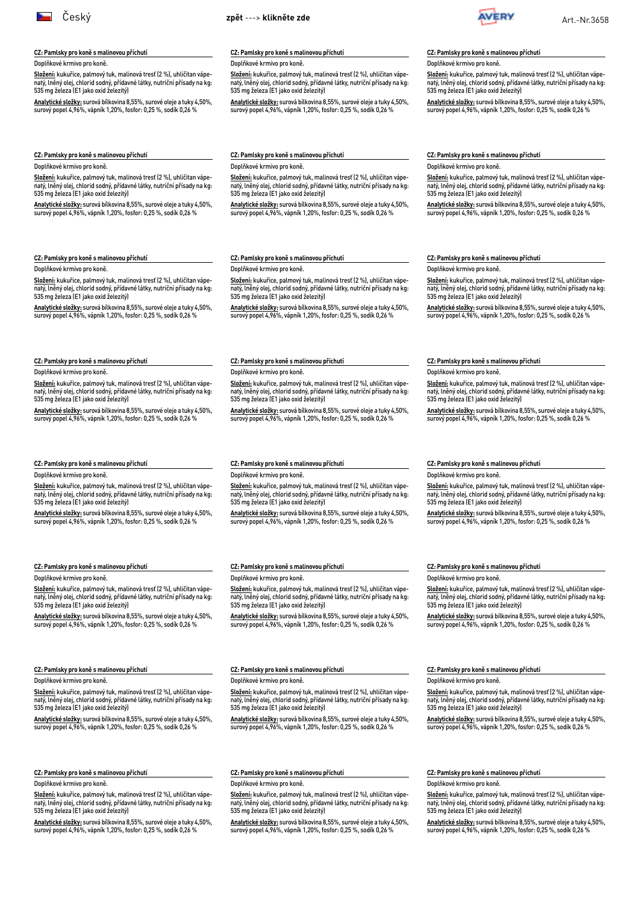Český

zpět ---> klikněte zde

Art.-Nr.3658

**CZ: Pamlsky pro koně s malinovou příchutí**

Doplňkové krmivo pro koně.

**Složení:** kukuřice, palmový tuk, malinová tresť (2 %), uhličitan vápenatý, lněný olej, chlorid sodný, přídavné látky, nutriční přísady na kg: 535 mg železa (E1 jako oxid železitý)

**Analytické složky:** surová bílkovina 8,55%, surové oleje a tuky 4,50%, surový popel 4,96%, vápník 1,20%, fosfor: 0,25 %, sodík 0,26 %

**CZ: Pamlsky pro koně s malinovou příchutí**

Doplňkové krmivo pro koně.

**Složení:** kukuřice, palmový tuk, malinová tresť (2 %), uhličitan vápenatý, lněný olej, chlorid sodný, přídavné látky, nutriční přísady na kg: 535 mg železa (E1 jako oxid železitý)

**Analytické složky:** surová bílkovina 8,55%, surové oleje a tuky 4,50%, surový popel 4,96%, vápník 1,20%, fosfor: 0,25 %, sodík 0,26 %

**CZ: Pamlsky pro koně s malinovou příchutí**

Doplňkové krmivo pro koně.

**Složení:** kukuřice, palmový tuk, malinová tresť (2 %), uhličitan vápenatý, lněný olej, chlorid sodný, přídavné látky, nutriční přísady na kg: 535 mg železa (E1 jako oxid železitý)

**Analytické složky:** surová bílkovina 8,55%, surové oleje a tuky 4,50%, surový popel 4,96%, vápník 1,20%, fosfor: 0,25 %, sodík 0,26 %

**CZ: Pamlsky pro koně s malinovou příchutí**

Doplňkové krmivo pro koně.

**Složení:** kukuřice, palmový tuk, malinová tresť (2 %), uhličitan vápenatý, lněný olej, chlorid sodný, přídavné látky, nutriční přísady na kg: 535 mg železa (E1 jako oxid železitý)

**Analytické složky:** surová bílkovina 8,55%, surové oleje a tuky 4,50%, surový popel 4,96%, vápník 1,20%, fosfor: 0,25 %, sodík 0,26 %

**CZ: Pamlsky pro koně s malinovou příchutí**

Doplňkové krmivo pro koně.

**Složení:** kukuřice, palmový tuk, malinová tresť (2 %), uhličitan vápenatý, lněný olej, chlorid sodný, přídavné látky, nutriční přísady na kg: 535 mg železa (E1 jako oxid železitý)

**Analytické složky:** surová bílkovina 8,55%, surové oleje a tuky 4,50%, surový popel 4,96%, vápník 1,20%, fosfor: 0,25 %, sodík 0,26 %

**CZ: Pamlsky pro koně s malinovou příchutí**

Doplňkové krmivo pro koně.

**Složení:** kukuřice, palmový tuk, malinová tresť (2 %), uhličitan vápenatý, lněný olej, chlorid sodný, přídavné látky, nutriční přísady na kg: 535 mg železa (E1 jako oxid železitý)

**Analytické složky:** surová bílkovina 8,55%, surové oleje a tuky 4,50%, surový popel 4,96%, vápník 1,20%, fosfor: 0,25 %, sodík 0,26 %

**CZ: Pamlsky pro koně s malinovou příchutí**

Doplňkové krmivo pro koně.

**Složení:** kukuřice, palmový tuk, malinová tresť (2 %), uhličitan vápenatý, lněný olej, chlorid sodný, přídavné látky, nutriční přísady na kg: 535 mg železa (E1 jako oxid železitý)

**Analytické složky:** surová bílkovina 8,55%, surové oleje a tuky 4,50%, surový popel 4,96%, vápník 1,20%, fosfor: 0,25 %, sodík 0,26 %

**CZ: Pamlsky pro koně s malinovou příchutí**

Doplňkové krmivo pro koně.

**Složení:** kukuřice, palmový tuk, malinová tresť (2 %), uhličitan vápenatý, lněný olej, chlorid sodný, přídavné látky, nutriční přísady na kg: 535 mg železa (E1 jako oxid železitý)

**Analytické složky:** surová bílkovina 8,55%, surové oleje a tuky 4,50%, surový popel 4,96%, vápník 1,20%, fosfor: 0,25 %, sodík 0,26 %

**CZ: Pamlsky pro koně s malinovou příchutí**

Doplňkové krmivo pro koně.

**Složení:** kukuřice, palmový tuk, malinová tresť (2 %), uhličitan vápenatý, lněný olej, chlorid sodný, přídavné látky, nutriční přísady na kg: 535 mg železa (E1 jako oxid železitý)

**Analytické složky:** surová bílkovina 8,55%, surové oleje a tuky 4,50%, surový popel 4,96%, vápník 1,20%, fosfor: 0,25 %, sodík 0,26 %

**CZ: Pamlsky pro koně s malinovou příchutí**

Doplňkové krmivo pro koně.

**Složení:** kukuřice, palmový tuk, malinová tresť (2 %), uhličitan vápenatý, lněný olej, chlorid sodný, přídavné látky, nutriční přísady na kg: 535 mg železa (E1 jako oxid železitý)

**Analytické složky:** surová bílkovina 8,55%, surové oleje a tuky 4,50%, surový popel 4,96%, vápník 1,20%, fosfor: 0,25 %, sodík 0,26 %

**CZ: Pamlsky pro koně s malinovou příchutí**

Doplňkové krmivo pro koně.

**Složení:** kukuřice, palmový tuk, malinová tresť (2 %), uhličitan vápenatý, lněný olej, chlorid sodný, přídavné látky, nutriční přísady na kg: 535 mg železa (E1 jako oxid železitý)

**Analytické složky:** surová bílkovina 8,55%, surové oleje a tuky 4,50%, surový popel 4,96%, vápník 1,20%, fosfor: 0,25 %, sodík 0,26 %

**CZ: Pamlsky pro koně s malinovou příchutí**

Doplňkové krmivo pro koně.

**Složení:** kukuřice, palmový tuk, malinová tresť (2 %), uhličitan vápenatý, lněný olej, chlorid sodný, přídavné látky, nutriční přísady na kg: 535 mg železa (E1 jako oxid železitý)

**Analytické složky:** surová bílkovina 8,55%, surové oleje a tuky 4,50%, surový popel 4,96%, vápník 1,20%, fosfor: 0,25 %, sodík 0,26 %

**CZ: Pamlsky pro koně s malinovou příchutí**

Doplňkové krmivo pro koně.

**Složení:** kukuřice, palmový tuk, malinová tresť (2 %), uhličitan vápenatý, lněný olej, chlorid sodný, přídavné látky, nutriční přísady na kg: 535 mg železa (E1 jako oxid železitý)

**Analytické složky:** surová bílkovina 8,55%, surové oleje a tuky 4,50%, surový popel 4,96%, vápník 1,20%, fosfor: 0,25 %, sodík 0,26 %

**CZ: Pamlsky pro koně s malinovou příchutí**

Doplňkové krmivo pro koně.

**Složení:** kukuřice, palmový tuk, malinová tresť (2 %), uhličitan vápenatý, lněný olej, chlorid sodný, přídavné látky, nutriční přísady na kg: 535 mg železa (E1 jako oxid železitý)

**Analytické složky:** surová bílkovina 8,55%, surové oleje a tuky 4,50%, surový popel 4,96%, vápník 1,20%, fosfor: 0,25 %, sodík 0,26 %

**CZ: Pamlsky pro koně s malinovou příchutí**

Doplňkové krmivo pro koně.

**Složení:** kukuřice, palmový tuk, malinová tresť (2 %), uhličitan vápenatý, lněný olej, chlorid sodný, přídavné látky, nutriční přísady na kg: 535 mg železa (E1 jako oxid železitý)

**Analytické složky:** surová bílkovina 8,55%, surové oleje a tuky 4,50%, surový popel 4,96%, vápník 1,20%, fosfor: 0,25 %, sodík 0,26 %

**CZ: Pamlsky pro koně s malinovou příchutí**

Doplňkové krmivo pro koně.

**Složení:** kukuřice, palmový tuk, malinová tresť (2 %), uhličitan vápenatý, lněný olej, chlorid sodný, přídavné látky, nutriční přísady na kg: 535 mg železa (E1 jako oxid železitý)

**Analytické složky:** surová bílkovina 8,55%, surové oleje a tuky 4,50%, surový popel 4,96%, vápník 1,20%, fosfor: 0,25 %, sodík 0,26 %

**CZ: Pamlsky pro koně s malinovou příchutí**

Doplňkové krmivo pro koně.

**Složení:** kukuřice, palmový tuk, malinová tresť (2 %), uhličitan vápenatý, lněný olej, chlorid sodný, přídavné látky, nutriční přísady na kg: 535 mg železa (E1 jako oxid železitý)

**Analytické složky:** surová bílkovina 8,55%, surové oleje a tuky 4,50%, surový popel 4,96%, vápník 1,20%, fosfor: 0,25 %, sodík 0,26 %

**CZ: Pamlsky pro koně s malinovou příchutí**

Doplňkové krmivo pro koně.

**Složení:** kukuřice, palmový tuk, malinová tresť (2 %), uhličitan vápenatý, lněný olej, chlorid sodný, přídavné látky, nutriční přísady na kg: 535 mg železa (E1 jako oxid železitý)

**Analytické složky:** surová bílkovina 8,55%, surové oleje a tuky 4,50%, surový popel 4,96%, vápník 1,20%, fosfor: 0,25 %, sodík 0,26 %

**CZ: Pamlsky pro koně s malinovou příchutí**

Doplňkové krmivo pro koně.

**Složení:** kukuřice, palmový tuk, malinová tresť (2 %), uhličitan vápenatý, lněný olej, chlorid sodný, přídavné látky, nutriční přísady na kg: 535 mg železa (E1 jako oxid železitý)

**Analytické složky:** surová bílkovina 8,55%, surové oleje a tuky 4,50%, surový popel 4,96%, vápník 1,20%, fosfor: 0,25 %, sodík 0,26 %

**CZ: Pamlsky pro koně s malinovou příchutí**

Doplňkové krmivo pro koně.

**Složení:** kukuřice, palmový tuk, malinová tresť (2 %), uhličitan vápenatý, lněný olej, chlorid sodný, přídavné látky, nutriční přísady na kg: 535 mg železa (E1 jako oxid železitý)

**Analytické složky:** surová bílkovina 8,55%, surové oleje a tuky 4,50%, surový popel 4,96%, vápník 1,20%, fosfor: 0,25 %, sodík 0,26 %

**CZ: Pamlsky pro koně s malinovou příchutí**

Doplňkové krmivo pro koně.

**Složení:** kukuřice, palmový tuk, malinová tresť (2 %), uhličitan vápenatý, lněný olej, chlorid sodný, přídavné látky, nutriční přísady na kg: 535 mg železa (E1 jako oxid železitý)

**Analytické složky:** surová bílkovina 8,55%, surové oleje a tuky 4,50%, surový popel 4,96%, vápník 1,20%, fosfor: 0,25 %, sodík 0,26 %

**CZ: Pamlsky pro koně s malinovou příchutí**

Doplňkové krmivo pro koně.

**Složení:** kukuřice, palmový tuk, malinová tresť (2 %), uhličitan vápenatý, lněný olej, chlorid sodný, přídavné látky, nutriční přísady na kg: 535 mg železa (E1 jako oxid železitý)

**Analytické složky:** surová bílkovina 8,55%, surové oleje a tuky 4,50%, surový popel 4,96%, vápník 1,20%, fosfor: 0,25 %, sodík 0,26 %

**CZ: Pamlsky pro koně s malinovou příchutí**

Doplňkové krmivo pro koně.

**Složení:** kukuřice, palmový tuk, malinová tresť (2 %), uhličitan vápenatý, lněný olej, chlorid sodný, přídavné látky, nutriční přísady na kg: 535 mg železa (E1 jako oxid železitý)

**Analytické složky:** surová bílkovina 8,55%, surové oleje a tuky 4,50%, surový popel 4,96%, vápník 1,20%, fosfor: 0,25 %, sodík 0,26 %

**CZ: Pamlsky pro koně s malinovou příchutí**

Doplňkové krmivo pro koně.

**Složení:** kukuřice, palmový tuk, malinová tresť (2 %), uhličitan vápenatý, lněný olej, chlorid sodný, přídavné látky, nutriční přísady na kg: 535 mg železa (E1 jako oxid železitý)

**Analytické složky:** surová bílkovina 8,55%, surové oleje a tuky 4,50%, surový popel 4,96%, vápník 1,20%, fosfor: 0,25 %, sodík 0,26 %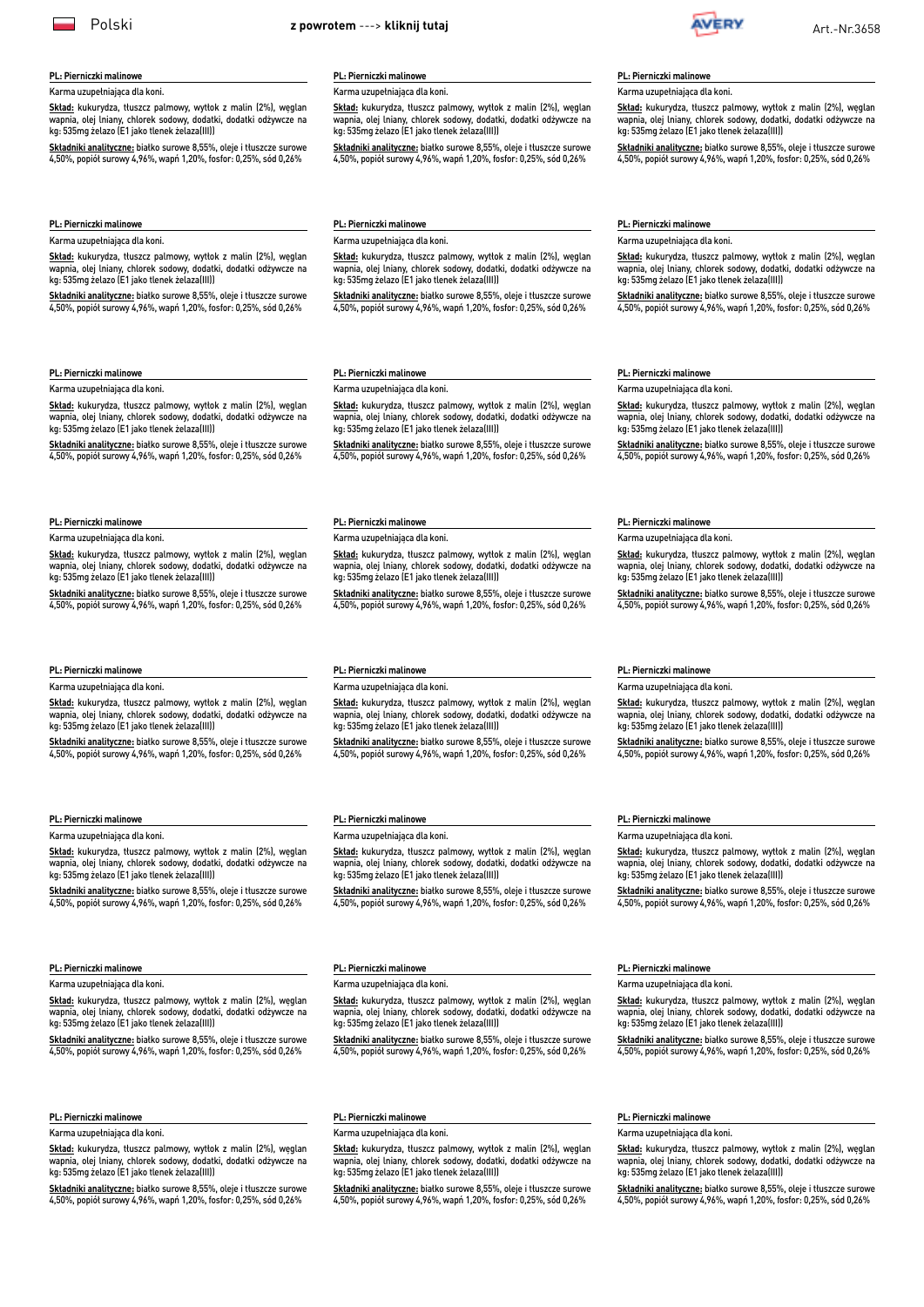**PL: Pierniczki malinowe**

Karma uzupełniająca dla koni.

**Skład:** kukurydza, tłuszcz palmowy, wytłok z malin (2%), węglan wapnia, olej lniany, chlorek sodowy, dodatki, dodatki odżywcze na kg: 535mg żelazo (E1 jako tlenek żelaza(III))

**Składniki analityczne:** białko surowe 8,55%, oleje i tłuszcze surowe 4,50%, popiół surowy 4,96%, wapń 1,20%, fosfor: 0,25%, sód 0,26%

**PL: Pierniczki malinowe**

Karma uzupełniająca dla koni.

**Skład:** kukurydza, tłuszcz palmowy, wytłok z malin (2%), węglan wapnia, olej lniany, chlorek sodowy, dodatki, dodatki odżywcze na kg: 535mg żelazo (E1 jako tlenek żelaza(III))

**Składniki analityczne:** białko surowe 8,55%, oleje i tłuszcze surowe 4,50%, popiół surowy 4,96%, wapń 1,20%, fosfor: 0,25%, sód 0,26%

**PL: Pierniczki malinowe**

Karma uzupełniająca dla koni.

**Skład:** kukurydza, tłuszcz palmowy, wytłok z malin (2%), węglan wapnia, olej lniany, chlorek sodowy, dodatki, dodatki odżywcze na kg: 535mg żelazo (E1 jako tlenek żelaza(III))

**Składniki analityczne:** białko surowe 8,55%, oleje i tłuszcze surowe 4,50%, popiół surowy 4,96%, wapń 1,20%, fosfor: 0,25%, sód 0,26%

**PL: Pierniczki malinowe**

Karma uzupełniająca dla koni.

**Skład:** kukurydza, tłuszcz palmowy, wytłok z malin (2%), węglan wapnia, olej lniany, chlorek sodowy, dodatki, dodatki odżywcze na kg: 535mg żelazo (E1 jako tlenek żelaza(III))

**Składniki analityczne:** białko surowe 8,55%, oleje i tłuszcze surowe 4,50%, popiół surowy 4,96%, wapń 1,20%, fosfor: 0,25%, sód 0,26%

**PL: Pierniczki malinowe**

Karma uzupełniająca dla koni.

**Skład:** kukurydza, tłuszcz palmowy, wytłok z malin (2%), węglan wapnia, olej lniany, chlorek sodowy, dodatki, dodatki odżywcze na kg: 535mg żelazo (E1 jako tlenek żelaza(III))

**Składniki analityczne:** białko surowe 8,55%, oleje i tłuszcze surowe 4,50%, popiół surowy 4,96%, wapń 1,20%, fosfor: 0,25%, sód 0,26%

**PL: Pierniczki malinowe**

Karma uzupełniająca dla koni.

**Skład:** kukurydza, tłuszcz palmowy, wytłok z malin (2%), węglan wapnia, olej lniany, chlorek sodowy, dodatki, dodatki odżywcze na kg: 535mg żelazo (E1 jako tlenek żelaza(III))

**Składniki analityczne:** białko surowe 8,55%, oleje i tłuszcze surowe 4,50%, popiół surowy 4,96%, wapń 1,20%, fosfor: 0,25%, sód 0,26%

**PL: Pierniczki malinowe**

Karma uzupełniająca dla koni.

**Skład:** kukurydza, tłuszcz palmowy, wytłok z malin (2%), węglan wapnia, olej lniany, chlorek sodowy, dodatki, dodatki odżywcze na kg: 535mg żelazo (E1 jako tlenek żelaza(III))

**Składniki analityczne:** białko surowe 8,55%, oleje i tłuszcze surowe 4,50%, popiół surowy 4,96%, wapń 1,20%, fosfor: 0,25%, sód 0,26%

**PL: Pierniczki malinowe**

Karma uzupełniająca dla koni.

**Skład:** kukurydza, tłuszcz palmowy, wytłok z malin (2%), węglan wapnia, olej lniany, chlorek sodowy, dodatki, dodatki odżywcze na kg: 535mg żelazo (E1 jako tlenek żelaza(III))

**Składniki analityczne:** białko surowe 8,55%, oleje i tłuszcze surowe 4,50%, popiół surowy 4,96%, wapń 1,20%, fosfor: 0,25%, sód 0,26%

**PL: Pierniczki malinowe**

Karma uzupełniająca dla koni.

**Skład:** kukurydza, tłuszcz palmowy, wytłok z malin (2%), węglan wapnia, olej lniany, chlorek sodowy, dodatki, dodatki odżywcze na kg: 535mg żelazo (E1 jako tlenek żelaza(III))

**Składniki analityczne:** białko surowe 8,55%, oleje i tłuszcze surowe 4,50%, popiół surowy 4,96%, wapń 1,20%, fosfor: 0,25%, sód 0,26%

**PL: Pierniczki malinowe**

Karma uzupełniająca dla koni.

**Skład:** kukurydza, tłuszcz palmowy, wytłok z malin (2%), węglan wapnia, olej lniany, chlorek sodowy, dodatki, dodatki odżywcze na kg: 535mg żelazo (E1 jako tlenek żelaza(III))

**Składniki analityczne:** białko surowe 8,55%, oleje i tłuszcze surowe 4,50%, popiół surowy 4,96%, wapń 1,20%, fosfor: 0,25%, sód 0,26%

**PL: Pierniczki malinowe**

Karma uzupełniająca dla koni.

**Skład:** kukurydza, tłuszcz palmowy, wytłok z malin (2%), węglan wapnia, olej lniany, chlorek sodowy, dodatki, dodatki odżywcze na kg: 535mg żelazo (E1 jako tlenek żelaza(III))

**Składniki analityczne:** białko surowe 8,55%, oleje i tłuszcze surowe 4,50%, popiół surowy 4,96%, wapń 1,20%, fosfor: 0,25%, sód 0,26%

**PL: Pierniczki malinowe**

Karma uzupełniająca dla koni.

**Skład:** kukurydza, tłuszcz palmowy, wytłok z malin (2%), węglan wapnia, olej lniany, chlorek sodowy, dodatki, dodatki odżywcze na kg: 535mg żelazo (E1 jako tlenek żelaza(III))

**Składniki analityczne:** białko surowe 8,55%, oleje i tłuszcze surowe 4,50%, popiół surowy 4,96%, wapń 1,20%, fosfor: 0,25%, sód 0,26%

**PL: Pierniczki malinowe**

Karma uzupełniająca dla koni.

**Skład:** kukurydza, tłuszcz palmowy, wytłok z malin (2%), węglan wapnia, olej lniany, chlorek sodowy, dodatki, dodatki odżywcze na kg: 535mg żelazo (E1 jako tlenek żelaza(III))

**Składniki analityczne:** białko surowe 8,55%, oleje i tłuszcze surowe 4,50%, popiół surowy 4,96%, wapń 1,20%, fosfor: 0,25%, sód 0,26%

**PL: Pierniczki malinowe**

Karma uzupełniająca dla koni.

**Skład:** kukurydza, tłuszcz palmowy, wytłok z malin (2%), węglan wapnia, olej lniany, chlorek sodowy, dodatki, dodatki odżywcze na kg: 535mg żelazo (E1 jako tlenek żelaza(III))

**Składniki analityczne:** białko surowe 8,55%, oleje i tłuszcze surowe 4,50%, popiół surowy 4,96%, wapń 1,20%, fosfor: 0,25%, sód 0,26%

**PL: Pierniczki malinowe**

Karma uzupełniająca dla koni.

**Skład:** kukurydza, tłuszcz palmowy, wytłok z malin (2%), węglan wapnia, olej lniany, chlorek sodowy, dodatki, dodatki odżywcze na kg: 535mg żelazo (E1 jako tlenek żelaza(III))

**Składniki analityczne:** białko surowe 8,55%, oleje i tłuszcze surowe 4,50%, popiół surowy 4,96%, wapń 1,20%, fosfor: 0,25%, sód 0,26%

**PL: Pierniczki malinowe**

Karma uzupełniająca dla koni.

**Skład:** kukurydza, tłuszcz palmowy, wytłok z malin (2%), węglan wapnia, olej lniany, chlorek sodowy, dodatki, dodatki odżywcze na kg: 535mg żelazo (E1 jako tlenek żelaza(III))

**Składniki analityczne:** białko surowe 8,55%, oleje i tłuszcze surowe 4,50%, popiół surowy 4,96%, wapń 1,20%, fosfor: 0,25%, sód 0,26%

**PL: Pierniczki malinowe**

Karma uzupełniająca dla koni.

**Skład:** kukurydza, tłuszcz palmowy, wytłok z malin (2%), węglan wapnia, olej lniany, chlorek sodowy, dodatki, dodatki odżywcze na kg: 535mg żelazo (E1 jako tlenek żelaza(III))

**Składniki analityczne:** białko surowe 8,55%, oleje i tłuszcze surowe 4,50%, popiół surowy 4,96%, wapń 1,20%, fosfor: 0,25%, sód 0,26%

**PL: Pierniczki malinowe**

Karma uzupełniająca dla koni.

**Skład:** kukurydza, tłuszcz palmowy, wytłok z malin (2%), węglan wapnia, olej lniany, chlorek sodowy, dodatki, dodatki odżywcze na kg: 535mg żelazo (E1 jako tlenek żelaza(III))

**Składniki analityczne:** białko surowe 8,55%, oleje i tłuszcze surowe 4,50%, popiół surowy 4,96%, wapń 1,20%, fosfor: 0,25%, sód 0,26%

**PL: Pierniczki malinowe**

Karma uzupełniająca dla koni.

**Skład:** kukurydza, tłuszcz palmowy, wytłok z malin (2%), węglan wapnia, olej lniany, chlorek sodowy, dodatki, dodatki odżywcze na kg: 535mg żelazo (E1 jako tlenek żelaza(III))

**Składniki analityczne:** białko surowe 8,55%, oleje i tłuszcze surowe 4,50%, popiół surowy 4,96%, wapń 1,20%, fosfor: 0,25%, sód 0,26%

**PL: Pierniczki malinowe**

Karma uzupełniająca dla koni.

**Skład:** kukurydza, tłuszcz palmowy, wytłok z malin (2%), węglan wapnia, olej lniany, chlorek sodowy, dodatki, dodatki odżywcze na kg: 535mg żelazo (E1 jako tlenek żelaza(III))

**Składniki analityczne:** białko surowe 8,55%, oleje i tłuszcze surowe 4,50%, popiół surowy 4,96%, wapń 1,20%, fosfor: 0,25%, sód 0,26%

**PL: Pierniczki malinowe**

Karma uzupełniająca dla koni.

**Skład:** kukurydza, tłuszcz palmowy, wytłok z malin (2%), węglan wapnia, olej lniany, chlorek sodowy, dodatki, dodatki odżywcze na kg: 535mg żelazo (E1 jako tlenek żelaza(III))

**Składniki analityczne:** białko surowe 8,55%, oleje i tłuszcze surowe 4,50%, popiół surowy 4,96%, wapń 1,20%, fosfor: 0,25%, sód 0,26%

**PL: Pierniczki malinowe**

Karma uzupełniająca dla koni.

**Skład:** kukurydza, tłuszcz palmowy, wytłok z malin (2%), węglan wapnia, olej lniany, chlorek sodowy, dodatki, dodatki odżywcze na kg: 535mg żelazo (E1 jako tlenek żelaza(III))

**Składniki analityczne:** białko surowe 8,55%, oleje i tłuszcze surowe 4,50%, popiół surowy 4,96%, wapń 1,20%, fosfor: 0,25%, sód 0,26%

**PL: Pierniczki malinowe**

Karma uzupełniająca dla koni.

**Skład:** kukurydza, tłuszcz palmowy, wytłok z malin (2%), węglan wapnia, olej lniany, chlorek sodowy, dodatki, dodatki odżywcze na kg: 535mg żelazo (E1 jako tlenek żelaza(III))

**Składniki analityczne:** białko surowe 8,55%, oleje i tłuszcze surowe 4,50%, popiół surowy 4,96%, wapń 1,20%, fosfor: 0,25%, sód 0,26%

**PL: Pierniczki malinowe**

Karma uzupełniająca dla koni.

**Skład:** kukurydza, tłuszcz palmowy, wytłok z malin (2%), węglan wapnia, olej lniany, chlorek sodowy, dodatki, dodatki odżywcze na kg: 535mg żelazo (E1 jako tlenek żelaza(III))

**Składniki analityczne:** białko surowe 8,55%, oleje i tłuszcze surowe 4,50%, popiół surowy 4,96%, wapń 1,20%, fosfor: 0,25%, sód 0,26%